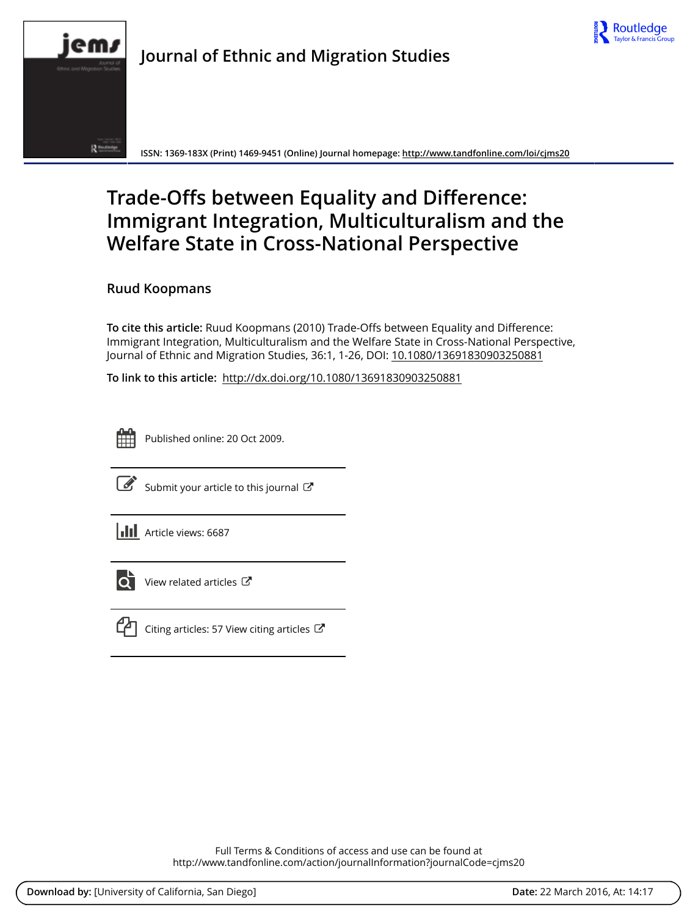# Journal of Ethnic and Migration Studies

ISSN: 1369-183X (Print) 1469-9451 (Online) Journal homepage: http://www.tandfonline.com/loi/cjms20

# Trade-Offs between Equality and Difference: Immigrant Integration, Multiculturalism and the Welfare State in Cross-National Perspective

Ruud Koopmans

**To cite this article:** Ruud Koopmans (2010) Trade-Offs between Equality and Difference: Immigrant Integration, Multiculturalism and the Welfare State in Cross-National Perspective, Journal of Ethnic and Migration Studies, 36:1, 1-26, DOI: 10.1080/13691830903250881

**To link to this article:** http://dx.doi.org/10.1080/13691830903250881

Published online: 20 Oct 2009.

Submit your article to this journal

Article views: 6687

View related articles

Citing articles: 57 View citing articles

Full Terms & Conditions of access and use can be found at http://www.tandfonline.com/action/journalInformation?journalCode=cjms20

**Download by:** [University of California, San Diego] **Date:** 22 March 2016, At: 14:17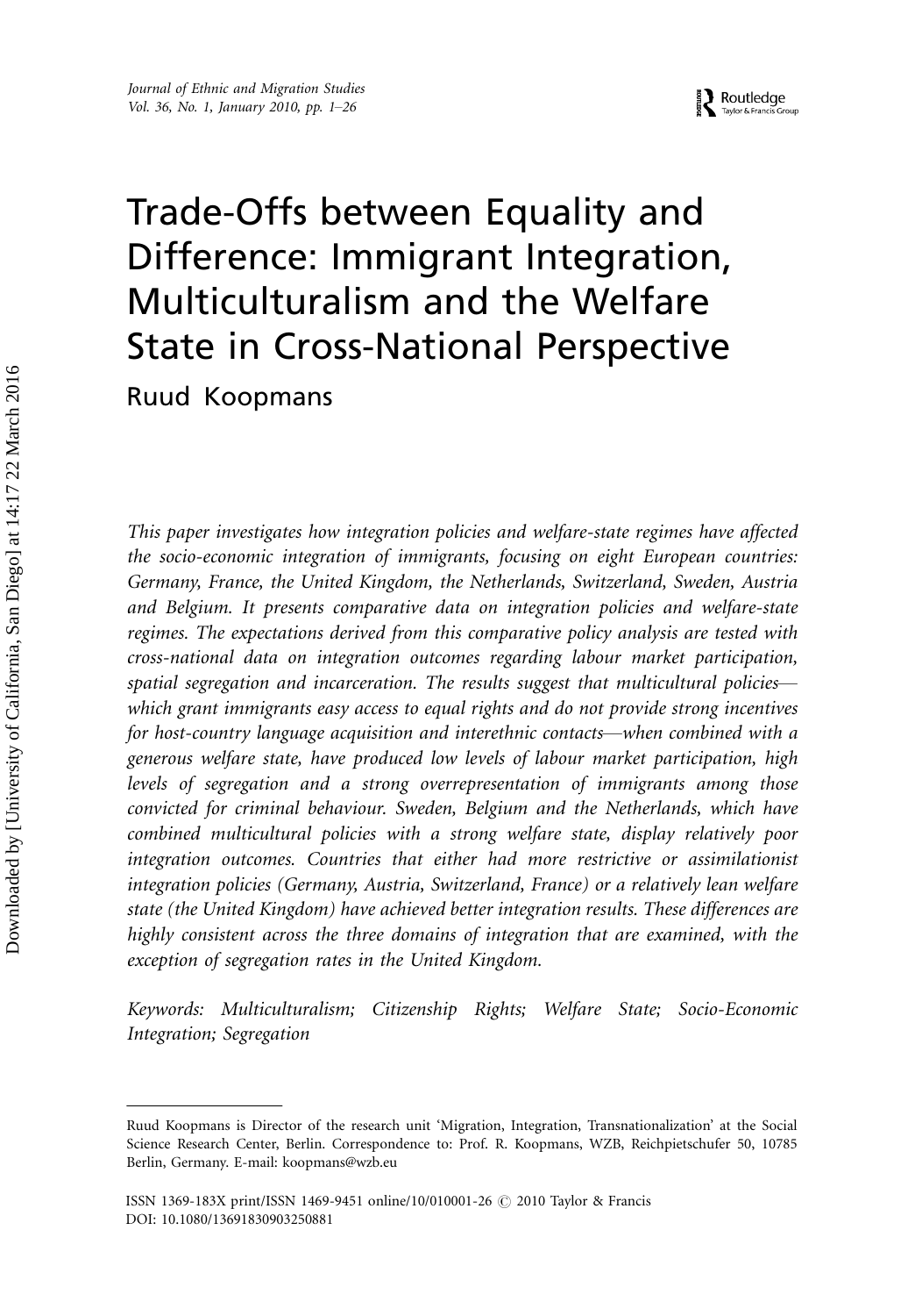# Trade-Offs between Equality and Difference: Immigrant Integration, Multiculturalism and the Welfare State in Cross-National Perspective

Ruud Koopmans

*This paper investigates how integration policies and welfare-state regimes have affected the socio-economic integration of immigrants, focusing on eight European countries: Germany, France, the United Kingdom, the Netherlands, Switzerland, Sweden, Austria and Belgium. It presents comparative data on integration policies and welfare-state regimes. The expectations derived from this comparative policy analysis are tested with cross-national data on integration outcomes regarding labour market participation, spatial segregation and incarceration. The results suggest that multicultural policies—which grant immigrants easy access to equal rights and do not provide strong incentives for host-country language acquisition and interethnic contacts—when combined with a generous welfare state, have produced low levels of labour market participation, high levels of segregation and a strong overrepresentation of immigrants among those convicted for criminal behaviour. Sweden, Belgium and the Netherlands, which have combined multicultural policies with a strong welfare state, display relatively poor integration outcomes. Countries that either had more restrictive or assimilationist integration policies (Germany, Austria, Switzerland, France) or a relatively lean welfare state (the United Kingdom) have achieved better integration results. These differences are highly consistent across the three domains of integration that are examined, with the exception of segregation rates in the United Kingdom.*

*Keywords: Multiculturalism; Citizenship Rights; Welfare State; Socio-Economic Integration; Segregation*

---

Ruud Koopmans is Director of the research unit 'Migration, Integration, Transnationalization' at the Social Science Research Center, Berlin. Correspondence to: Prof. R. Koopmans, WZB, Reichpietschufer 50, 10785 Berlin, Germany. E-mail: koopmans@wzb.eu

ISSN 1369-183X print/ISSN 1469-9451 online/10/010001-26 © 2010 Taylor & Francis
DOI: 10.1080/13691830903250881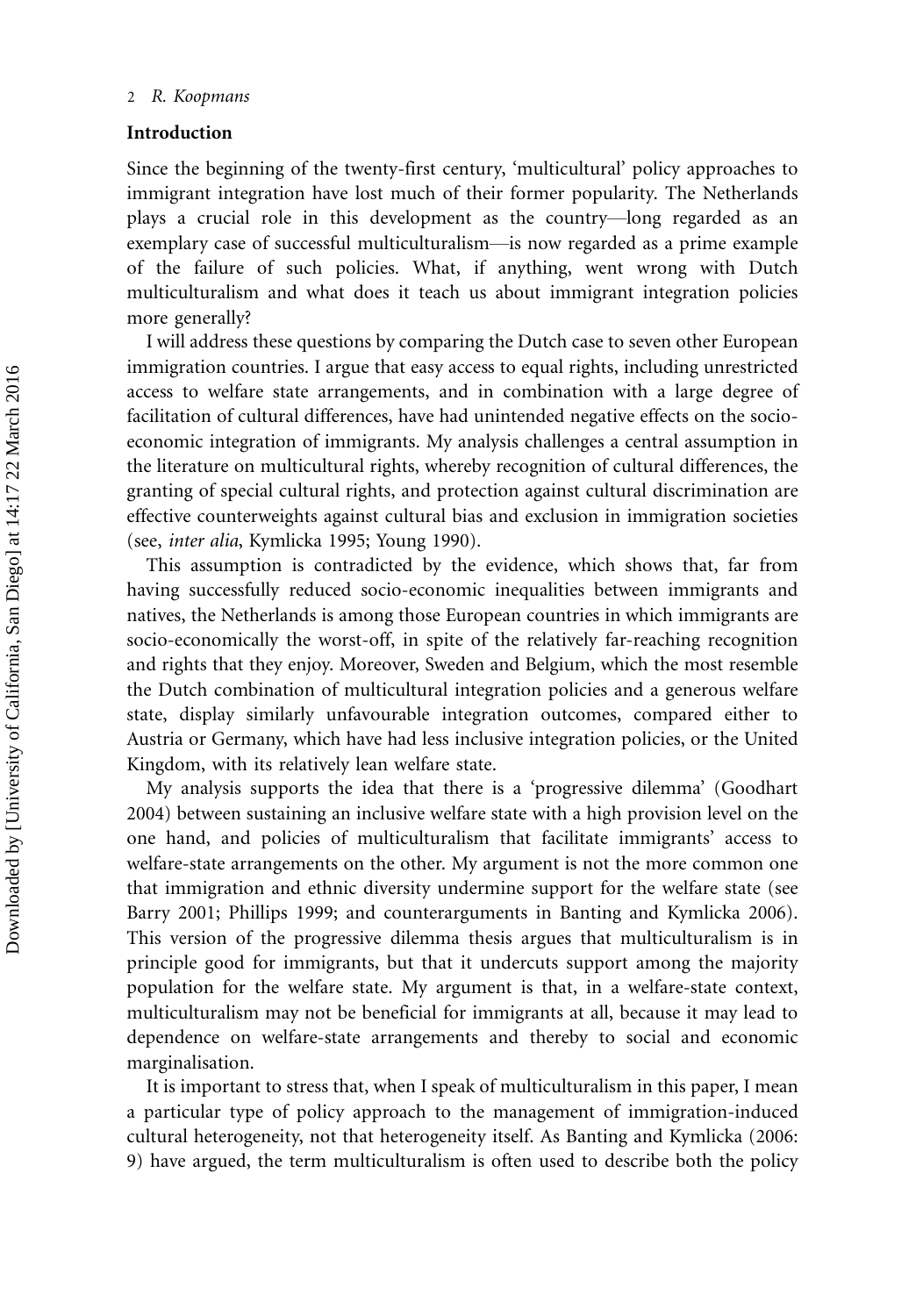## Introduction

Since the beginning of the twenty-first century, 'multicultural' policy approaches to immigrant integration have lost much of their former popularity. The Netherlands plays a crucial role in this development as the country—long regarded as an exemplary case of successful multiculturalism—is now regarded as a prime example of the failure of such policies. What, if anything, went wrong with Dutch multiculturalism and what does it teach us about immigrant integration policies more generally?

I will address these questions by comparing the Dutch case to seven other European immigration countries. I argue that easy access to equal rights, including unrestricted access to welfare state arrangements, and in combination with a large degree of facilitation of cultural differences, have had unintended negative effects on the socio-economic integration of immigrants. My analysis challenges a central assumption in the literature on multicultural rights, whereby recognition of cultural differences, the granting of special cultural rights, and protection against cultural discrimination are effective counterweights against cultural bias and exclusion in immigration societies (see, *inter alia*, Kymlicka 1995; Young 1990).

This assumption is contradicted by the evidence, which shows that, far from having successfully reduced socio-economic inequalities between immigrants and natives, the Netherlands is among those European countries in which immigrants are socio-economically the worst-off, in spite of the relatively far-reaching recognition and rights that they enjoy. Moreover, Sweden and Belgium, which the most resemble the Dutch combination of multicultural integration policies and a generous welfare state, display similarly unfavourable integration outcomes, compared either to Austria or Germany, which have had less inclusive integration policies, or the United Kingdom, with its relatively lean welfare state.

My analysis supports the idea that there is a 'progressive dilemma' (Goodhart 2004) between sustaining an inclusive welfare state with a high provision level on the one hand, and policies of multiculturalism that facilitate immigrants' access to welfare-state arrangements on the other. My argument is not the more common one that immigration and ethnic diversity undermine support for the welfare state (see Barry 2001; Phillips 1999; and counterarguments in Banting and Kymlicka 2006). This version of the progressive dilemma thesis argues that multiculturalism is in principle good for immigrants, but that it undercuts support among the majority population for the welfare state. My argument is that, in a welfare-state context, multiculturalism may not be beneficial for immigrants at all, because it may lead to dependence on welfare-state arrangements and thereby to social and economic marginalisation.

It is important to stress that, when I speak of multiculturalism in this paper, I mean a particular type of policy approach to the management of immigration-induced cultural heterogeneity, not that heterogeneity itself. As Banting and Kymlicka (2006: 9) have argued, the term multiculturalism is often used to describe both the policy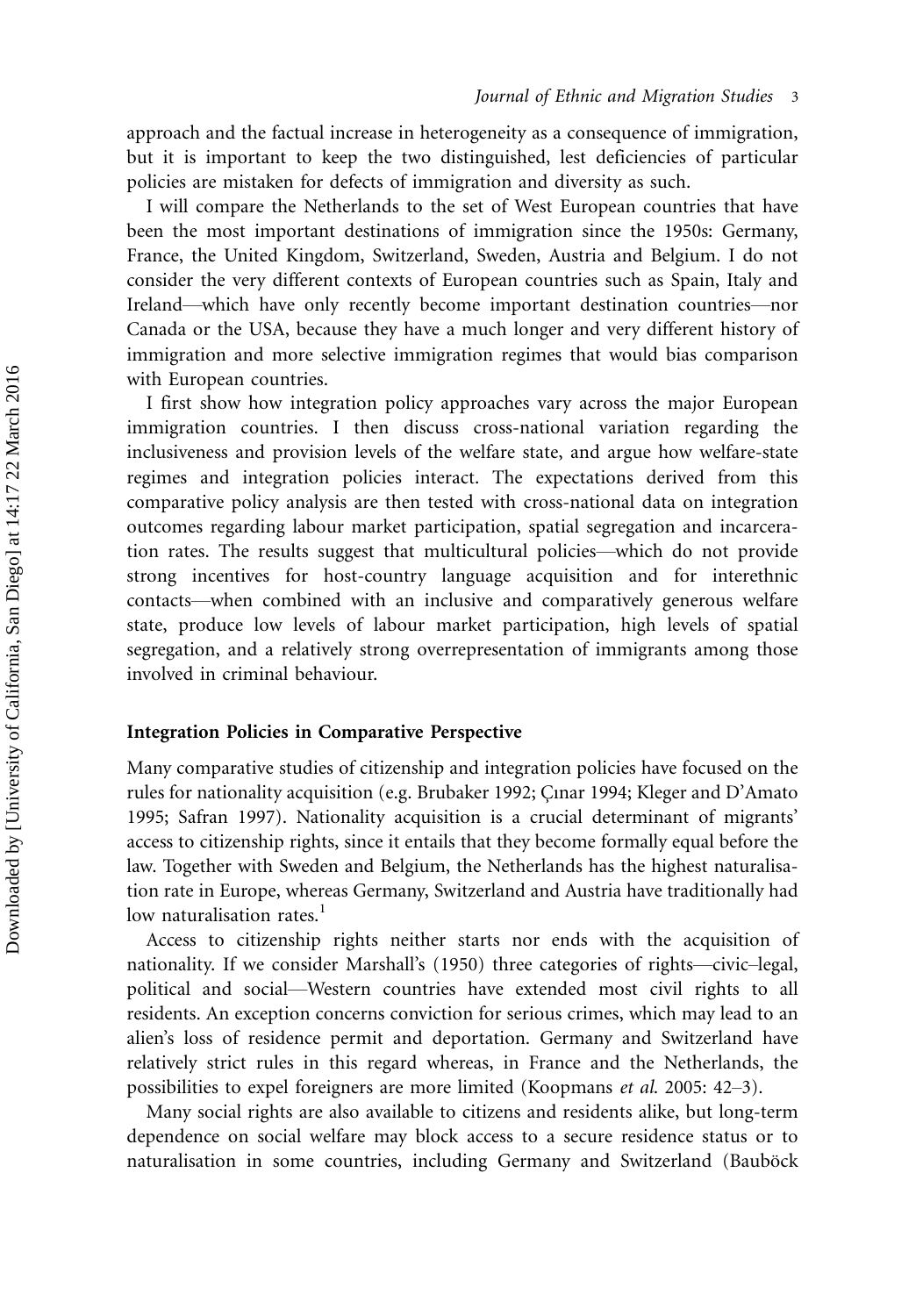approach and the factual increase in heterogeneity as a consequence of immigration, but it is important to keep the two distinguished, lest deficiencies of particular policies are mistaken for defects of immigration and diversity as such.

I will compare the Netherlands to the set of West European countries that have been the most important destinations of immigration since the 1950s: Germany, France, the United Kingdom, Switzerland, Sweden, Austria and Belgium. I do not consider the very different contexts of European countries such as Spain, Italy and Ireland—which have only recently become important destination countries—nor Canada or the USA, because they have a much longer and very different history of immigration and more selective immigration regimes that would bias comparison with European countries.

I first show how integration policy approaches vary across the major European immigration countries. I then discuss cross-national variation regarding the inclusiveness and provision levels of the welfare state, and argue how welfare-state regimes and integration policies interact. The expectations derived from this comparative policy analysis are then tested with cross-national data on integration outcomes regarding labour market participation, spatial segregation and incarceration rates. The results suggest that multicultural policies—which do not provide strong incentives for host-country language acquisition and for interethnic contacts—when combined with an inclusive and comparatively generous welfare state, produce low levels of labour market participation, high levels of spatial segregation, and a relatively strong overrepresentation of immigrants among those involved in criminal behaviour.

## Integration Policies in Comparative Perspective

Many comparative studies of citizenship and integration policies have focused on the rules for nationality acquisition (e.g. Brubaker 1992; Çınar 1994; Kleger and D'Amato 1995; Safran 1997). Nationality acquisition is a crucial determinant of migrants' access to citizenship rights, since it entails that they become formally equal before the law. Together with Sweden and Belgium, the Netherlands has the highest naturalisation rate in Europe, whereas Germany, Switzerland and Austria have traditionally had low naturalisation rates.[1]

Access to citizenship rights neither starts nor ends with the acquisition of nationality. If we consider Marshall's (1950) three categories of rights—civic–legal, political and social—Western countries have extended most civil rights to all residents. An exception concerns conviction for serious crimes, which may lead to an alien's loss of residence permit and deportation. Germany and Switzerland have relatively strict rules in this regard whereas, in France and the Netherlands, the possibilities to expel foreigners are more limited (Koopmans *et al.* 2005: 42–3).

Many social rights are also available to citizens and residents alike, but long-term dependence on social welfare may block access to a secure residence status or to naturalisation in some countries, including Germany and Switzerland (Bauböck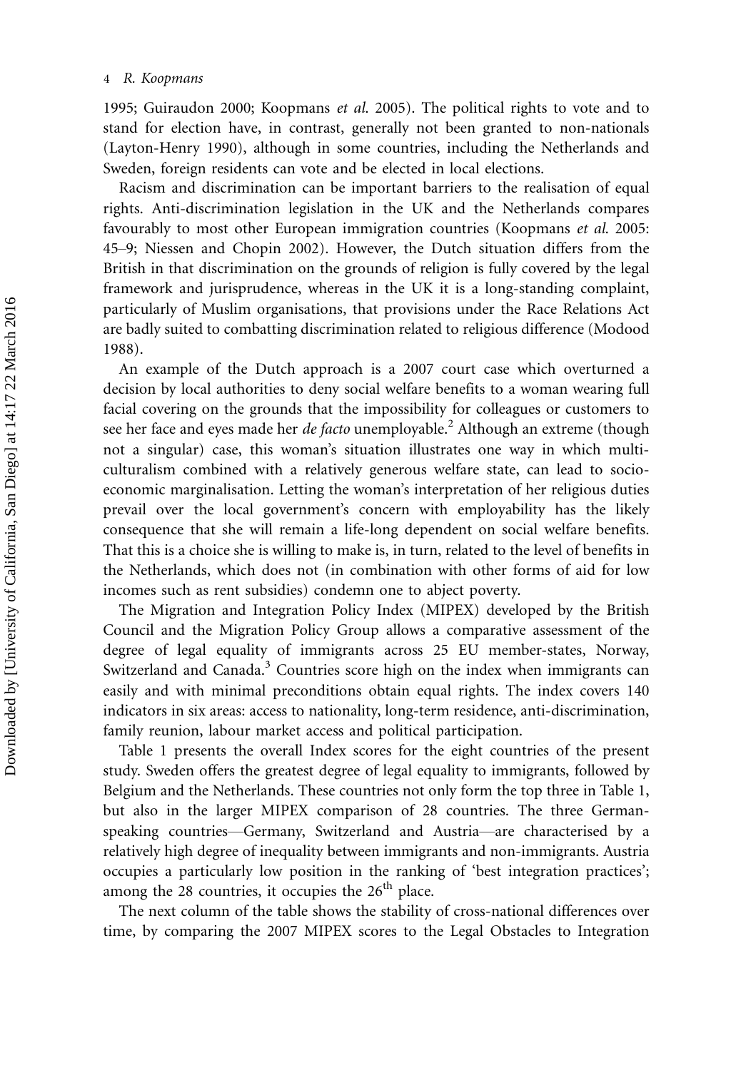1995; Guiraudon 2000; Koopmans *et al.* 2005). The political rights to vote and to stand for election have, in contrast, generally not been granted to non-nationals (Layton-Henry 1990), although in some countries, including the Netherlands and Sweden, foreign residents can vote and be elected in local elections.

Racism and discrimination can be important barriers to the realisation of equal rights. Anti-discrimination legislation in the UK and the Netherlands compares favourably to most other European immigration countries (Koopmans *et al.* 2005: 45–9; Niessen and Chopin 2002). However, the Dutch situation differs from the British in that discrimination on the grounds of religion is fully covered by the legal framework and jurisprudence, whereas in the UK it is a long-standing complaint, particularly of Muslim organisations, that provisions under the Race Relations Act are badly suited to combatting discrimination related to religious difference (Modood 1988).

An example of the Dutch approach is a 2007 court case which overturned a decision by local authorities to deny social welfare benefits to a woman wearing full facial covering on the grounds that the impossibility for colleagues or customers to see her face and eyes made her *de facto* unemployable.[2] Although an extreme (though not a singular) case, this woman's situation illustrates one way in which multiculturalism combined with a relatively generous welfare state, can lead to socio-economic marginalisation. Letting the woman's interpretation of her religious duties prevail over the local government's concern with employability has the likely consequence that she will remain a life-long dependent on social welfare benefits. That this is a choice she is willing to make is, in turn, related to the level of benefits in the Netherlands, which does not (in combination with other forms of aid for low incomes such as rent subsidies) condemn one to abject poverty.

The Migration and Integration Policy Index (MIPEX) developed by the British Council and the Migration Policy Group allows a comparative assessment of the degree of legal equality of immigrants across 25 EU member-states, Norway, Switzerland and Canada.[3] Countries score high on the index when immigrants can easily and with minimal preconditions obtain equal rights. The index covers 140 indicators in six areas: access to nationality, long-term residence, anti-discrimination, family reunion, labour market access and political participation.

Table 1 presents the overall Index scores for the eight countries of the present study. Sweden offers the greatest degree of legal equality to immigrants, followed by Belgium and the Netherlands. These countries not only form the top three in Table 1, but also in the larger MIPEX comparison of 28 countries. The three German-speaking countries—Germany, Switzerland and Austria—are characterised by a relatively high degree of inequality between immigrants and non-immigrants. Austria occupies a particularly low position in the ranking of 'best integration practices'; among the 28 countries, it occupies the 26th place.

The next column of the table shows the stability of cross-national differences over time, by comparing the 2007 MIPEX scores to the Legal Obstacles to Integration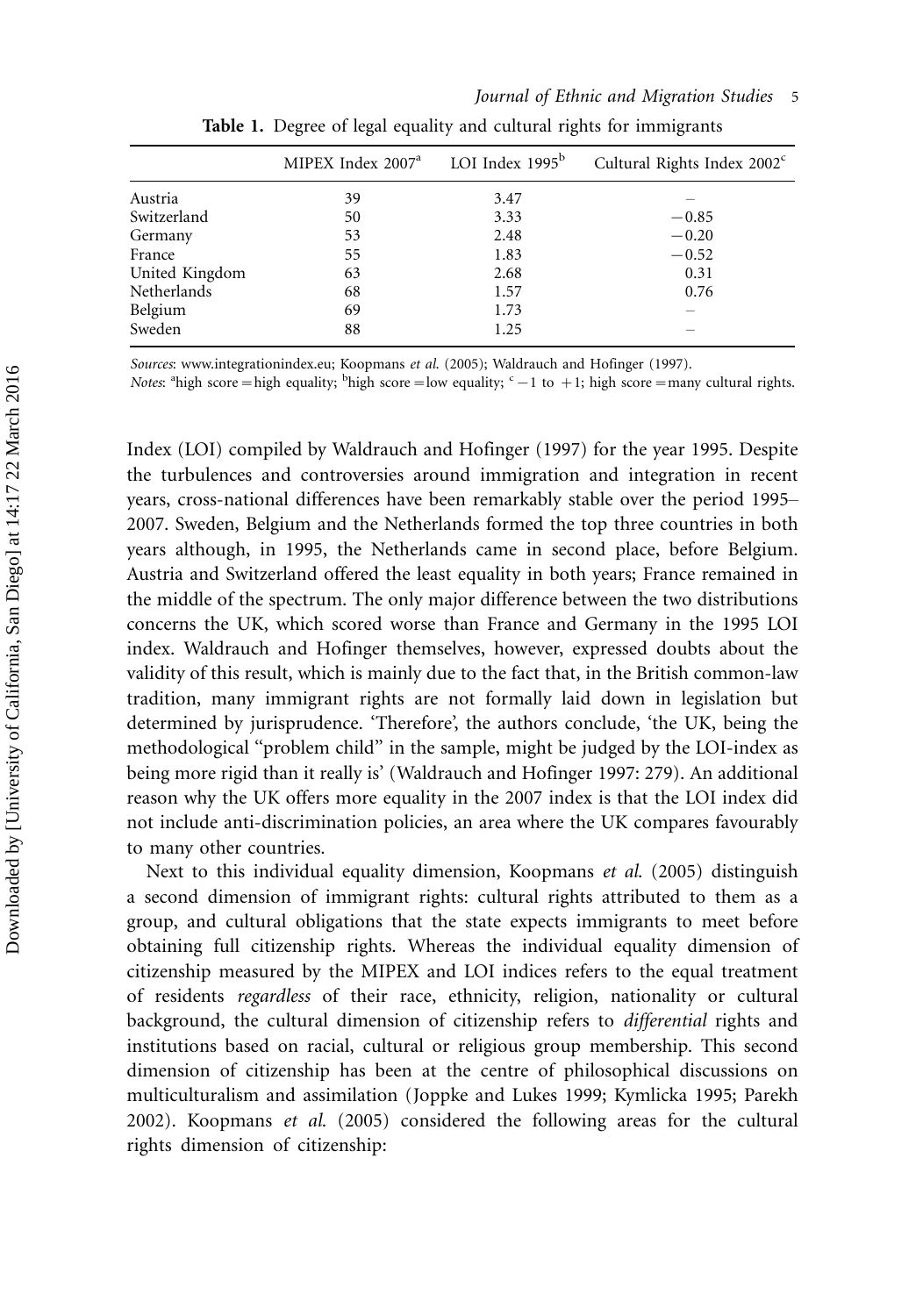**Table 1.** Degree of legal equality and cultural rights for immigrants

| | MIPEX Index 2007[a] | LOI Index 1995[b] | Cultural Rights Index 2002[c] |
|---|---|---|---|
| Austria | 39 | 3.47 | – |
| Switzerland | 50 | 3.33 | −0.85 |
| Germany | 53 | 2.48 | −0.20 |
| France | 55 | 1.83 | −0.52 |
| United Kingdom | 63 | 2.68 | 0.31 |
| Netherlands | 68 | 1.57 | 0.76 |
| Belgium | 69 | 1.73 | – |
| Sweden | 88 | 1.25 | – |

*Sources*: www.integrationindex.eu; Koopmans *et al.* (2005); Waldrauch and Hofinger (1997).

*Notes*: [a]high score = high equality; [b]high score = low equality; [c] −1 to +1; high score = many cultural rights.

Index (LOI) compiled by Waldrauch and Hofinger (1997) for the year 1995. Despite the turbulences and controversies around immigration and integration in recent years, cross-national differences have been remarkably stable over the period 1995–2007. Sweden, Belgium and the Netherlands formed the top three countries in both years although, in 1995, the Netherlands came in second place, before Belgium. Austria and Switzerland offered the least equality in both years; France remained in the middle of the spectrum. The only major difference between the two distributions concerns the UK, which scored worse than France and Germany in the 1995 LOI index. Waldrauch and Hofinger themselves, however, expressed doubts about the validity of this result, which is mainly due to the fact that, in the British common-law tradition, many immigrant rights are not formally laid down in legislation but determined by jurisprudence. 'Therefore', the authors conclude, 'the UK, being the methodological "problem child" in the sample, might be judged by the LOI-index as being more rigid than it really is' (Waldrauch and Hofinger 1997: 279). An additional reason why the UK offers more equality in the 2007 index is that the LOI index did not include anti-discrimination policies, an area where the UK compares favourably to many other countries.

Next to this individual equality dimension, Koopmans *et al.* (2005) distinguish a second dimension of immigrant rights: cultural rights attributed to them as a group, and cultural obligations that the state expects immigrants to meet before obtaining full citizenship rights. Whereas the individual equality dimension of citizenship measured by the MIPEX and LOI indices refers to the equal treatment of residents *regardless* of their race, ethnicity, religion, nationality or cultural background, the cultural dimension of citizenship refers to *differential* rights and institutions based on racial, cultural or religious group membership. This second dimension of citizenship has been at the centre of philosophical discussions on multiculturalism and assimilation (Joppke and Lukes 1999; Kymlicka 1995; Parekh 2002). Koopmans *et al.* (2005) considered the following areas for the cultural rights dimension of citizenship: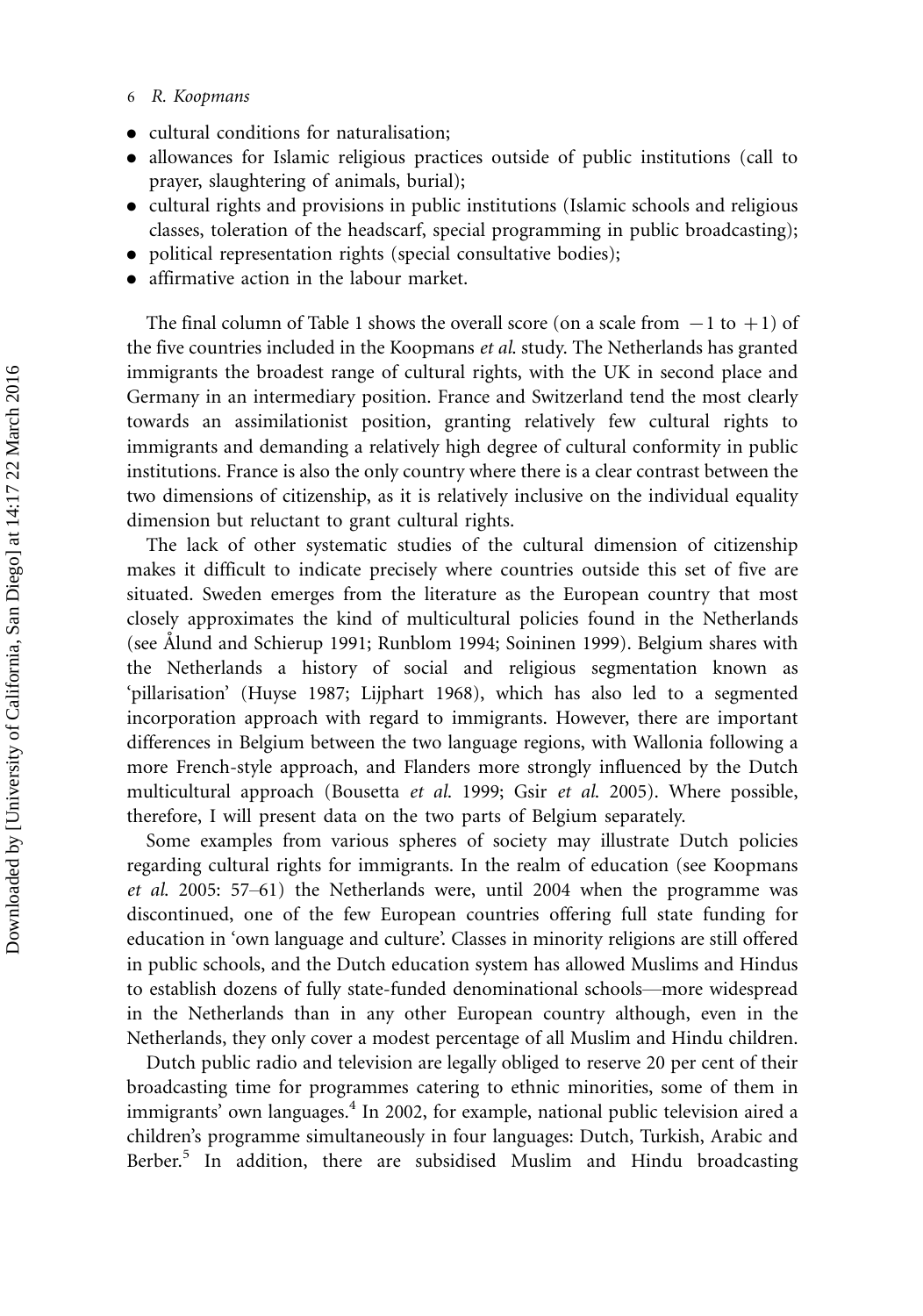- cultural conditions for naturalisation;
- allowances for Islamic religious practices outside of public institutions (call to prayer, slaughtering of animals, burial);
- cultural rights and provisions in public institutions (Islamic schools and religious classes, toleration of the headscarf, special programming in public broadcasting);
- political representation rights (special consultative bodies);
- affirmative action in the labour market.

The final column of Table 1 shows the overall score (on a scale from $-1$ to $+1$) of the five countries included in the Koopmans *et al.* study. The Netherlands has granted immigrants the broadest range of cultural rights, with the UK in second place and Germany in an intermediary position. France and Switzerland tend the most clearly towards an assimilationist position, granting relatively few cultural rights to immigrants and demanding a relatively high degree of cultural conformity in public institutions. France is also the only country where there is a clear contrast between the two dimensions of citizenship, as it is relatively inclusive on the individual equality dimension but reluctant to grant cultural rights.

The lack of other systematic studies of the cultural dimension of citizenship makes it difficult to indicate precisely where countries outside this set of five are situated. Sweden emerges from the literature as the European country that most closely approximates the kind of multicultural policies found in the Netherlands (see Ålund and Schierup 1991; Runblom 1994; Soininen 1999). Belgium shares with the Netherlands a history of social and religious segmentation known as 'pillarisation' (Huyse 1987; Lijphart 1968), which has also led to a segmented incorporation approach with regard to immigrants. However, there are important differences in Belgium between the two language regions, with Wallonia following a more French-style approach, and Flanders more strongly influenced by the Dutch multicultural approach (Bousetta *et al.* 1999; Gsir *et al.* 2005). Where possible, therefore, I will present data on the two parts of Belgium separately.

Some examples from various spheres of society may illustrate Dutch policies regarding cultural rights for immigrants. In the realm of education (see Koopmans *et al.* 2005: 57–61) the Netherlands were, until 2004 when the programme was discontinued, one of the few European countries offering full state funding for education in 'own language and culture'. Classes in minority religions are still offered in public schools, and the Dutch education system has allowed Muslims and Hindus to establish dozens of fully state-funded denominational schools—more widespread in the Netherlands than in any other European country although, even in the Netherlands, they only cover a modest percentage of all Muslim and Hindu children.

Dutch public radio and television are legally obliged to reserve 20 per cent of their broadcasting time for programmes catering to ethnic minorities, some of them in immigrants' own languages.[4] In 2002, for example, national public television aired a children's programme simultaneously in four languages: Dutch, Turkish, Arabic and Berber.[5] In addition, there are subsidised Muslim and Hindu broadcasting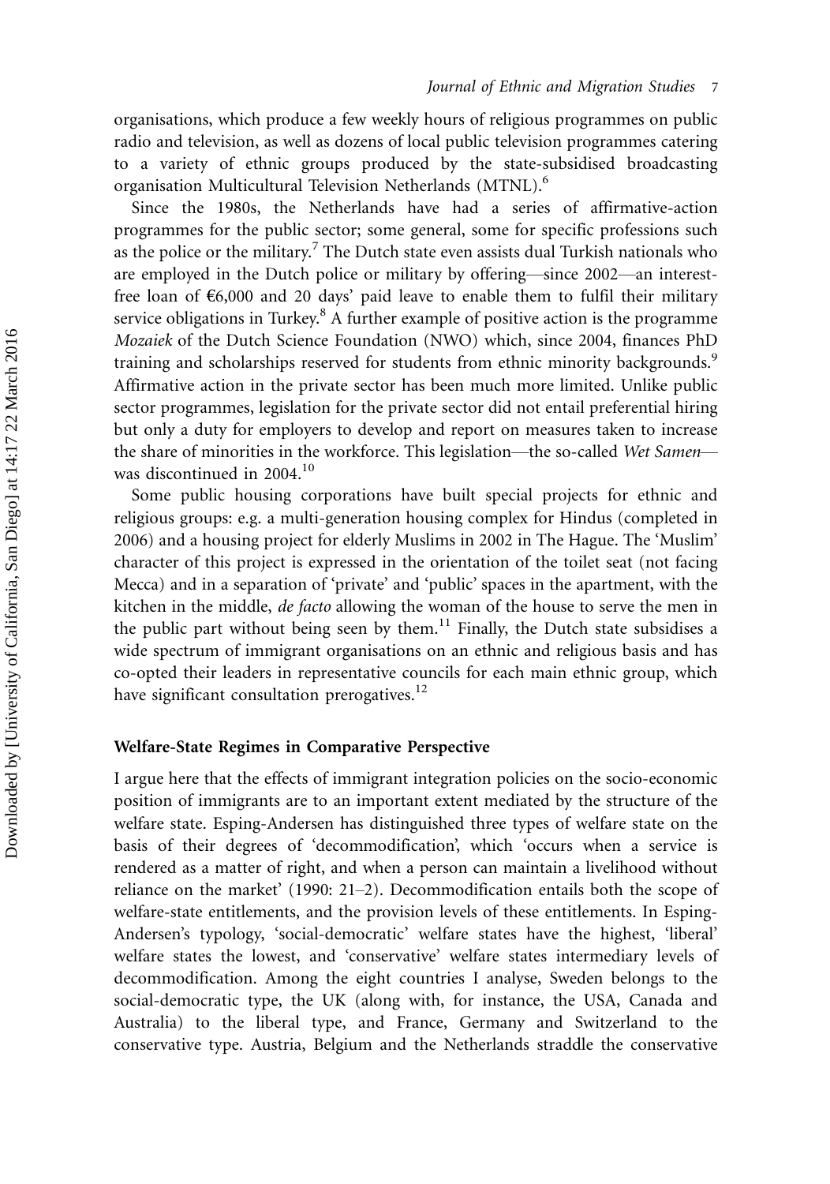organisations, which produce a few weekly hours of religious programmes on public radio and television, as well as dozens of local public television programmes catering to a variety of ethnic groups produced by the state-subsidised broadcasting organisation Multicultural Television Netherlands (MTNL).[6]

Since the 1980s, the Netherlands have had a series of affirmative-action programmes for the public sector; some general, some for specific professions such as the police or the military.[7] The Dutch state even assists dual Turkish nationals who are employed in the Dutch police or military by offering—since 2002—an interest-free loan of €6,000 and 20 days' paid leave to enable them to fulfil their military service obligations in Turkey.[8] A further example of positive action is the programme *Mozaiek* of the Dutch Science Foundation (NWO) which, since 2004, finances PhD training and scholarships reserved for students from ethnic minority backgrounds.[9] Affirmative action in the private sector has been much more limited. Unlike public sector programmes, legislation for the private sector did not entail preferential hiring but only a duty for employers to develop and report on measures taken to increase the share of minorities in the workforce. This legislation—the so-called *Wet Samen*—was discontinued in 2004.[10]

Some public housing corporations have built special projects for ethnic and religious groups: e.g. a multi-generation housing complex for Hindus (completed in 2006) and a housing project for elderly Muslims in 2002 in The Hague. The 'Muslim' character of this project is expressed in the orientation of the toilet seat (not facing Mecca) and in a separation of 'private' and 'public' spaces in the apartment, with the kitchen in the middle, *de facto* allowing the woman of the house to serve the men in the public part without being seen by them.[11] Finally, the Dutch state subsidises a wide spectrum of immigrant organisations on an ethnic and religious basis and has co-opted their leaders in representative councils for each main ethnic group, which have significant consultation prerogatives.[12]

## Welfare-State Regimes in Comparative Perspective

I argue here that the effects of immigrant integration policies on the socio-economic position of immigrants are to an important extent mediated by the structure of the welfare state. Esping-Andersen has distinguished three types of welfare state on the basis of their degrees of 'decommodification', which 'occurs when a service is rendered as a matter of right, and when a person can maintain a livelihood without reliance on the market' (1990: 21–2). Decommodification entails both the scope of welfare-state entitlements, and the provision levels of these entitlements. In Esping-Andersen's typology, 'social-democratic' welfare states have the highest, 'liberal' welfare states the lowest, and 'conservative' welfare states intermediary levels of decommodification. Among the eight countries I analyse, Sweden belongs to the social-democratic type, the UK (along with, for instance, the USA, Canada and Australia) to the liberal type, and France, Germany and Switzerland to the conservative type. Austria, Belgium and the Netherlands straddle the conservative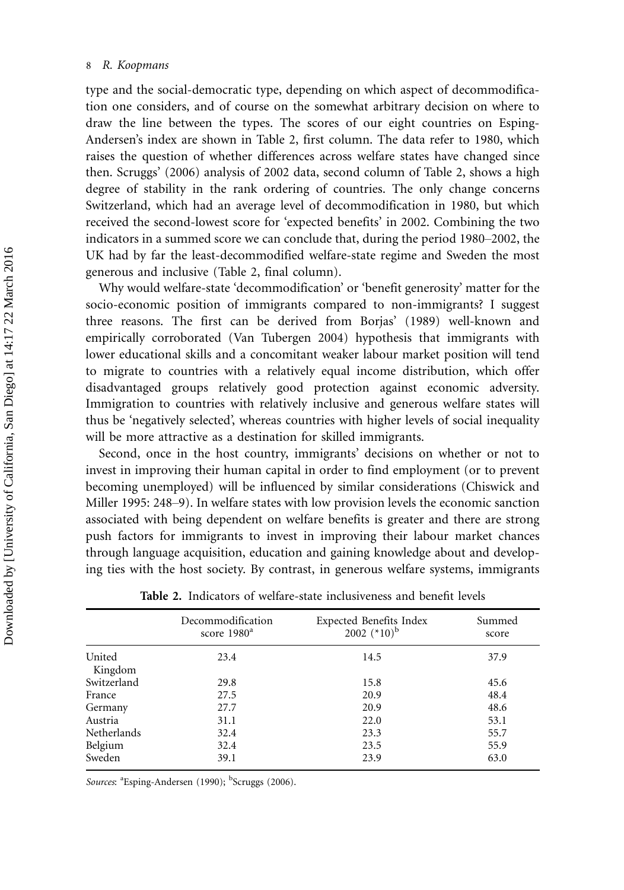type and the social-democratic type, depending on which aspect of decommodification one considers, and of course on the somewhat arbitrary decision on where to draw the line between the types. The scores of our eight countries on Esping-Andersen's index are shown in Table 2, first column. The data refer to 1980, which raises the question of whether differences across welfare states have changed since then. Scruggs' (2006) analysis of 2002 data, second column of Table 2, shows a high degree of stability in the rank ordering of countries. The only change concerns Switzerland, which had an average level of decommodification in 1980, but which received the second-lowest score for 'expected benefits' in 2002. Combining the two indicators in a summed score we can conclude that, during the period 1980–2002, the UK had by far the least-decommodified welfare-state regime and Sweden the most generous and inclusive (Table 2, final column).

Why would welfare-state 'decommodification' or 'benefit generosity' matter for the socio-economic position of immigrants compared to non-immigrants? I suggest three reasons. The first can be derived from Borjas' (1989) well-known and empirically corroborated (Van Tubergen 2004) hypothesis that immigrants with lower educational skills and a concomitant weaker labour market position will tend to migrate to countries with a relatively equal income distribution, which offer disadvantaged groups relatively good protection against economic adversity. Immigration to countries with relatively inclusive and generous welfare states will thus be 'negatively selected', whereas countries with higher levels of social inequality will be more attractive as a destination for skilled immigrants.

Second, once in the host country, immigrants' decisions on whether or not to invest in improving their human capital in order to find employment (or to prevent becoming unemployed) will be influenced by similar considerations (Chiswick and Miller 1995: 248–9). In welfare states with low provision levels the economic sanction associated with being dependent on welfare benefits is greater and there are strong push factors for immigrants to invest in improving their labour market chances through language acquisition, education and gaining knowledge about and developing ties with the host society. By contrast, in generous welfare systems, immigrants

**Table 2.** Indicators of welfare-state inclusiveness and benefit levels

| | Decommodification score 1980[a] | Expected Benefits Index 2002 (*10)[b] | Summed score |
|---|---|---|---|
| United Kingdom | 23.4 | 14.5 | 37.9 |
| Switzerland | 29.8 | 15.8 | 45.6 |
| France | 27.5 | 20.9 | 48.4 |
| Germany | 27.7 | 20.9 | 48.6 |
| Austria | 31.1 | 22.0 | 53.1 |
| Netherlands | 32.4 | 23.3 | 55.7 |
| Belgium | 32.4 | 23.5 | 55.9 |
| Sweden | 39.1 | 23.9 | 63.0 |

*Sources*: [a]Esping-Andersen (1990); [b]Scruggs (2006).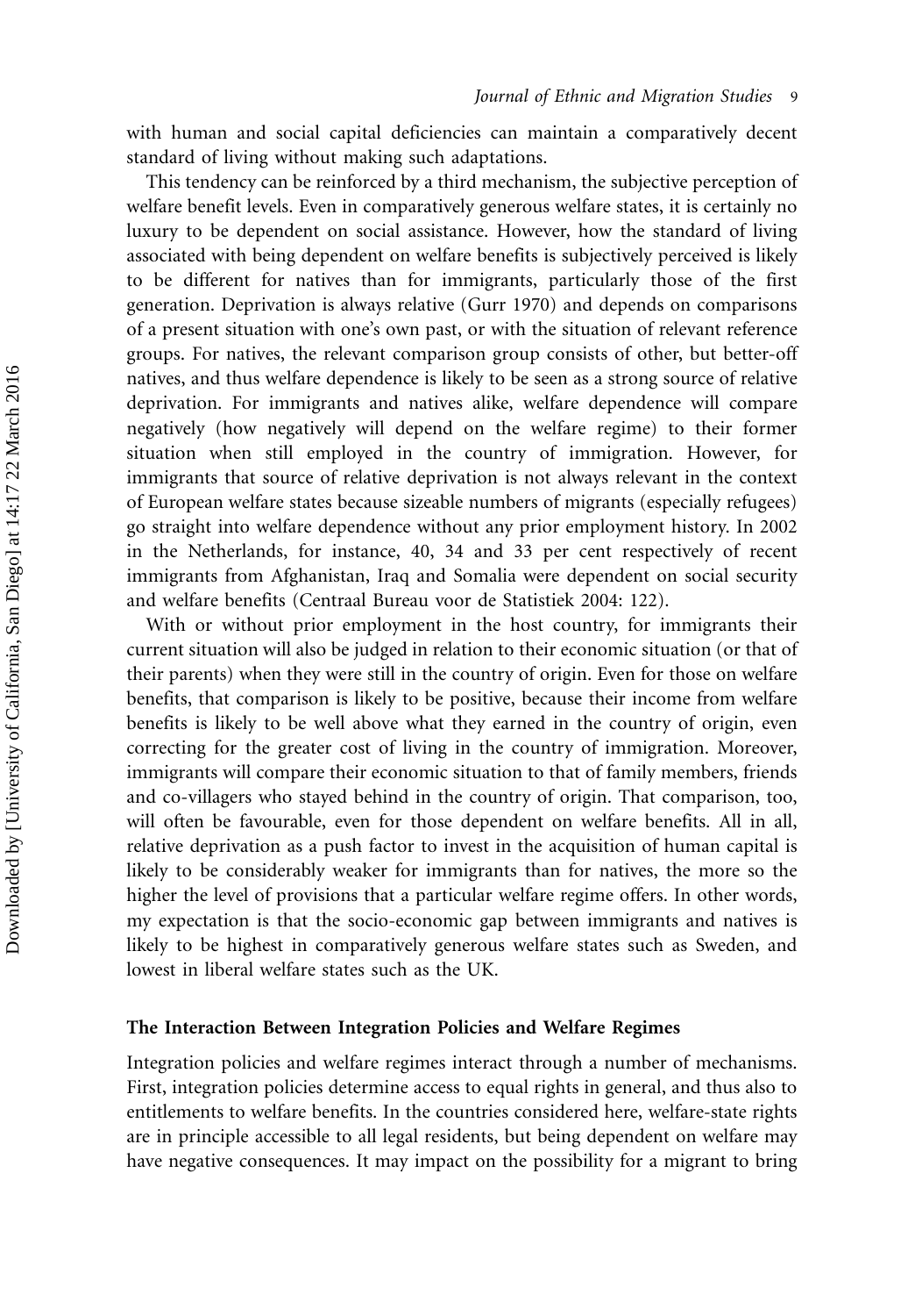with human and social capital deficiencies can maintain a comparatively decent standard of living without making such adaptations.

This tendency can be reinforced by a third mechanism, the subjective perception of welfare benefit levels. Even in comparatively generous welfare states, it is certainly no luxury to be dependent on social assistance. However, how the standard of living associated with being dependent on welfare benefits is subjectively perceived is likely to be different for natives than for immigrants, particularly those of the first generation. Deprivation is always relative (Gurr 1970) and depends on comparisons of a present situation with one's own past, or with the situation of relevant reference groups. For natives, the relevant comparison group consists of other, but better-off natives, and thus welfare dependence is likely to be seen as a strong source of relative deprivation. For immigrants and natives alike, welfare dependence will compare negatively (how negatively will depend on the welfare regime) to their former situation when still employed in the country of immigration. However, for immigrants that source of relative deprivation is not always relevant in the context of European welfare states because sizeable numbers of migrants (especially refugees) go straight into welfare dependence without any prior employment history. In 2002 in the Netherlands, for instance, 40, 34 and 33 per cent respectively of recent immigrants from Afghanistan, Iraq and Somalia were dependent on social security and welfare benefits (Centraal Bureau voor de Statistiek 2004: 122).

With or without prior employment in the host country, for immigrants their current situation will also be judged in relation to their economic situation (or that of their parents) when they were still in the country of origin. Even for those on welfare benefits, that comparison is likely to be positive, because their income from welfare benefits is likely to be well above what they earned in the country of origin, even correcting for the greater cost of living in the country of immigration. Moreover, immigrants will compare their economic situation to that of family members, friends and co-villagers who stayed behind in the country of origin. That comparison, too, will often be favourable, even for those dependent on welfare benefits. All in all, relative deprivation as a push factor to invest in the acquisition of human capital is likely to be considerably weaker for immigrants than for natives, the more so the higher the level of provisions that a particular welfare regime offers. In other words, my expectation is that the socio-economic gap between immigrants and natives is likely to be highest in comparatively generous welfare states such as Sweden, and lowest in liberal welfare states such as the UK.

## The Interaction Between Integration Policies and Welfare Regimes

Integration policies and welfare regimes interact through a number of mechanisms. First, integration policies determine access to equal rights in general, and thus also to entitlements to welfare benefits. In the countries considered here, welfare-state rights are in principle accessible to all legal residents, but being dependent on welfare may have negative consequences. It may impact on the possibility for a migrant to bring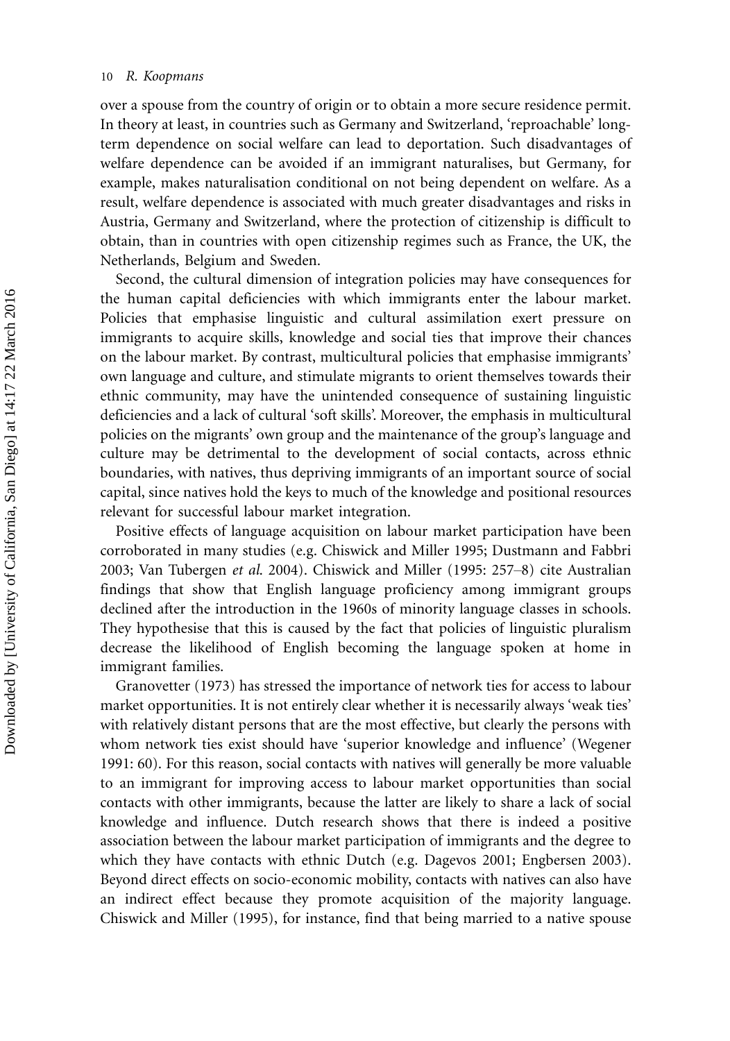over a spouse from the country of origin or to obtain a more secure residence permit. In theory at least, in countries such as Germany and Switzerland, 'reproachable' long-term dependence on social welfare can lead to deportation. Such disadvantages of welfare dependence can be avoided if an immigrant naturalises, but Germany, for example, makes naturalisation conditional on not being dependent on welfare. As a result, welfare dependence is associated with much greater disadvantages and risks in Austria, Germany and Switzerland, where the protection of citizenship is difficult to obtain, than in countries with open citizenship regimes such as France, the UK, the Netherlands, Belgium and Sweden.

Second, the cultural dimension of integration policies may have consequences for the human capital deficiencies with which immigrants enter the labour market. Policies that emphasise linguistic and cultural assimilation exert pressure on immigrants to acquire skills, knowledge and social ties that improve their chances on the labour market. By contrast, multicultural policies that emphasise immigrants' own language and culture, and stimulate migrants to orient themselves towards their ethnic community, may have the unintended consequence of sustaining linguistic deficiencies and a lack of cultural 'soft skills'. Moreover, the emphasis in multicultural policies on the migrants' own group and the maintenance of the group's language and culture may be detrimental to the development of social contacts, across ethnic boundaries, with natives, thus depriving immigrants of an important source of social capital, since natives hold the keys to much of the knowledge and positional resources relevant for successful labour market integration.

Positive effects of language acquisition on labour market participation have been corroborated in many studies (e.g. Chiswick and Miller 1995; Dustmann and Fabbri 2003; Van Tubergen *et al.* 2004). Chiswick and Miller (1995: 257–8) cite Australian findings that show that English language proficiency among immigrant groups declined after the introduction in the 1960s of minority language classes in schools. They hypothesise that this is caused by the fact that policies of linguistic pluralism decrease the likelihood of English becoming the language spoken at home in immigrant families.

Granovetter (1973) has stressed the importance of network ties for access to labour market opportunities. It is not entirely clear whether it is necessarily always 'weak ties' with relatively distant persons that are the most effective, but clearly the persons with whom network ties exist should have 'superior knowledge and influence' (Wegener 1991: 60). For this reason, social contacts with natives will generally be more valuable to an immigrant for improving access to labour market opportunities than social contacts with other immigrants, because the latter are likely to share a lack of social knowledge and influence. Dutch research shows that there is indeed a positive association between the labour market participation of immigrants and the degree to which they have contacts with ethnic Dutch (e.g. Dagevos 2001; Engbersen 2003). Beyond direct effects on socio-economic mobility, contacts with natives can also have an indirect effect because they promote acquisition of the majority language. Chiswick and Miller (1995), for instance, find that being married to a native spouse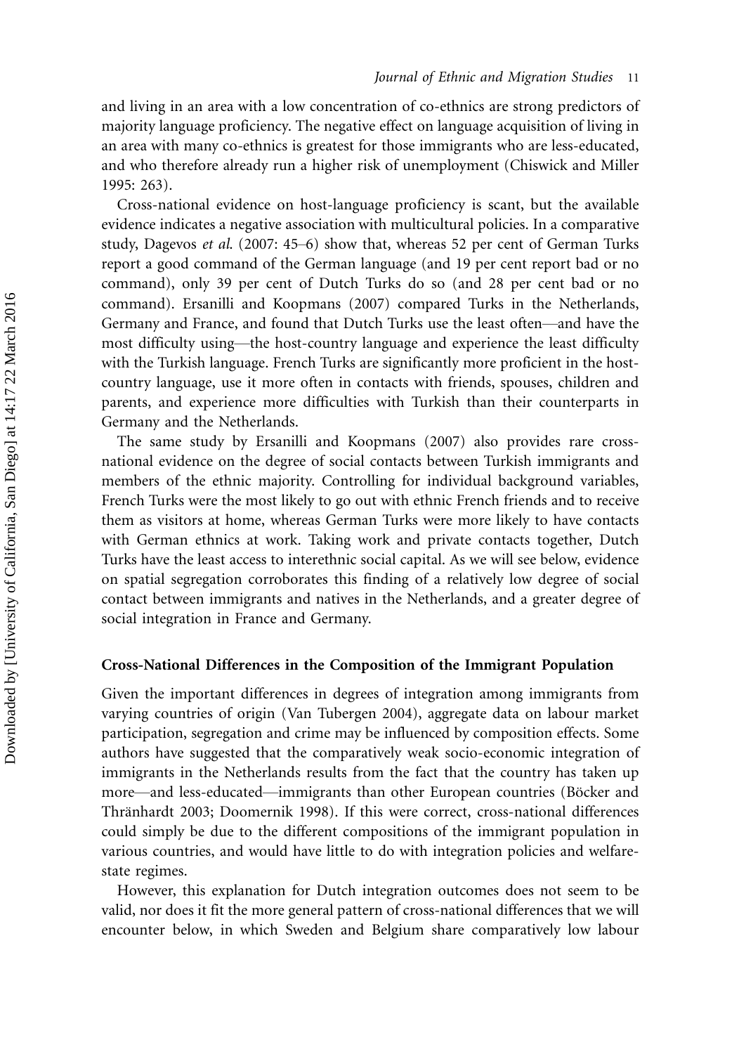and living in an area with a low concentration of co-ethnics are strong predictors of majority language proficiency. The negative effect on language acquisition of living in an area with many co-ethnics is greatest for those immigrants who are less-educated, and who therefore already run a higher risk of unemployment (Chiswick and Miller 1995: 263).

Cross-national evidence on host-language proficiency is scant, but the available evidence indicates a negative association with multicultural policies. In a comparative study, Dagevos *et al.* (2007: 45–6) show that, whereas 52 per cent of German Turks report a good command of the German language (and 19 per cent report bad or no command), only 39 per cent of Dutch Turks do so (and 28 per cent bad or no command). Ersanilli and Koopmans (2007) compared Turks in the Netherlands, Germany and France, and found that Dutch Turks use the least often—and have the most difficulty using—the host-country language and experience the least difficulty with the Turkish language. French Turks are significantly more proficient in the host-country language, use it more often in contacts with friends, spouses, children and parents, and experience more difficulties with Turkish than their counterparts in Germany and the Netherlands.

The same study by Ersanilli and Koopmans (2007) also provides rare cross-national evidence on the degree of social contacts between Turkish immigrants and members of the ethnic majority. Controlling for individual background variables, French Turks were the most likely to go out with ethnic French friends and to receive them as visitors at home, whereas German Turks were more likely to have contacts with German ethnics at work. Taking work and private contacts together, Dutch Turks have the least access to interethnic social capital. As we will see below, evidence on spatial segregation corroborates this finding of a relatively low degree of social contact between immigrants and natives in the Netherlands, and a greater degree of social integration in France and Germany.

### Cross-National Differences in the Composition of the Immigrant Population

Given the important differences in degrees of integration among immigrants from varying countries of origin (Van Tubergen 2004), aggregate data on labour market participation, segregation and crime may be influenced by composition effects. Some authors have suggested that the comparatively weak socio-economic integration of immigrants in the Netherlands results from the fact that the country has taken up more—and less-educated—immigrants than other European countries (Böcker and Thränhardt 2003; Doomernik 1998). If this were correct, cross-national differences could simply be due to the different compositions of the immigrant population in various countries, and would have little to do with integration policies and welfare-state regimes.

However, this explanation for Dutch integration outcomes does not seem to be valid, nor does it fit the more general pattern of cross-national differences that we will encounter below, in which Sweden and Belgium share comparatively low labour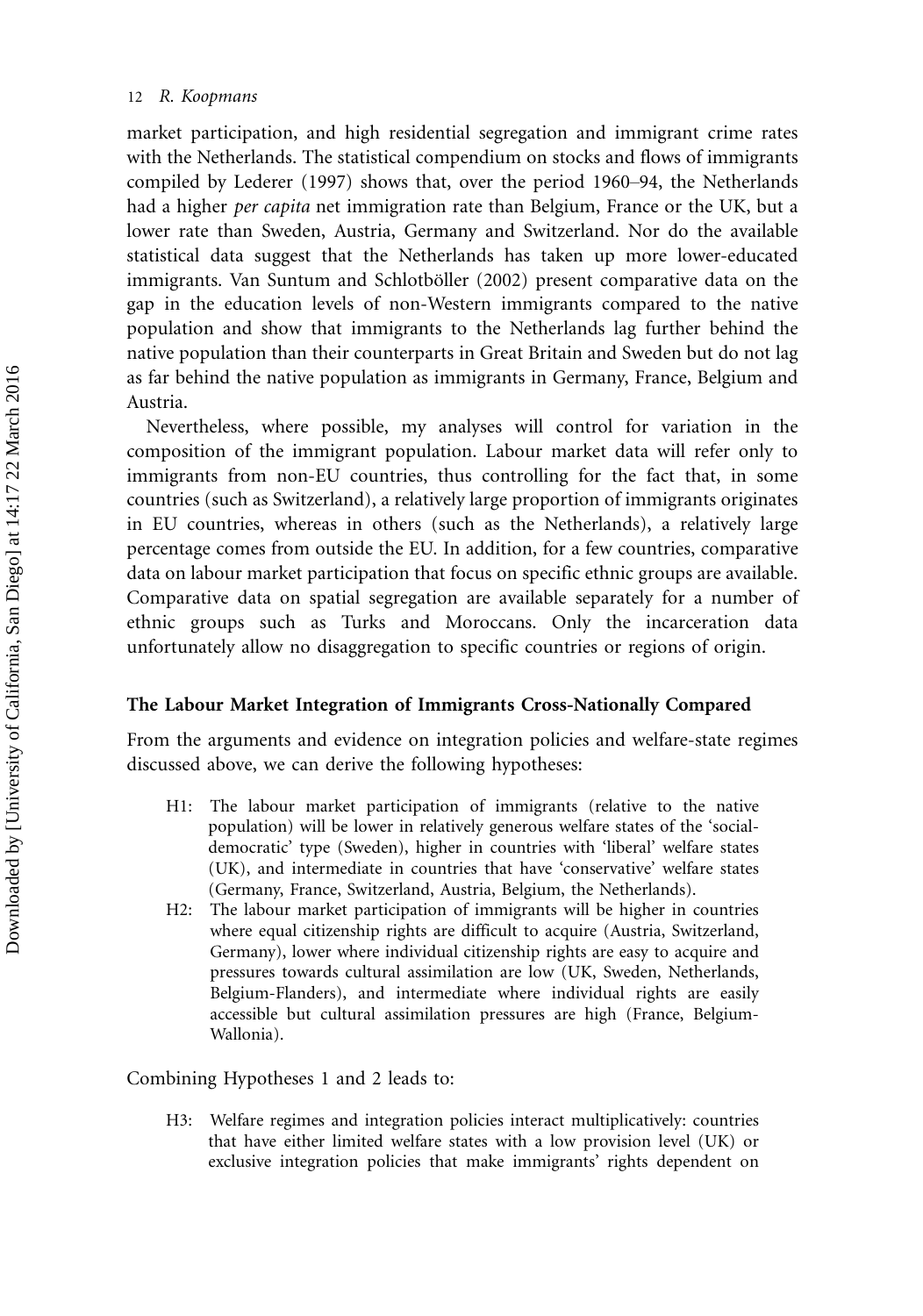market participation, and high residential segregation and immigrant crime rates with the Netherlands. The statistical compendium on stocks and flows of immigrants compiled by Lederer (1997) shows that, over the period 1960–94, the Netherlands had a higher *per capita* net immigration rate than Belgium, France or the UK, but a lower rate than Sweden, Austria, Germany and Switzerland. Nor do the available statistical data suggest that the Netherlands has taken up more lower-educated immigrants. Van Suntum and Schlotböller (2002) present comparative data on the gap in the education levels of non-Western immigrants compared to the native population and show that immigrants to the Netherlands lag further behind the native population than their counterparts in Great Britain and Sweden but do not lag as far behind the native population as immigrants in Germany, France, Belgium and Austria.

Nevertheless, where possible, my analyses will control for variation in the composition of the immigrant population. Labour market data will refer only to immigrants from non-EU countries, thus controlling for the fact that, in some countries (such as Switzerland), a relatively large proportion of immigrants originates in EU countries, whereas in others (such as the Netherlands), a relatively large percentage comes from outside the EU. In addition, for a few countries, comparative data on labour market participation that focus on specific ethnic groups are available. Comparative data on spatial segregation are available separately for a number of ethnic groups such as Turks and Moroccans. Only the incarceration data unfortunately allow no disaggregation to specific countries or regions of origin.

## The Labour Market Integration of Immigrants Cross-Nationally Compared

From the arguments and evidence on integration policies and welfare-state regimes discussed above, we can derive the following hypotheses:

- H1: The labour market participation of immigrants (relative to the native population) will be lower in relatively generous welfare states of the 'social-democratic' type (Sweden), higher in countries with 'liberal' welfare states (UK), and intermediate in countries that have 'conservative' welfare states (Germany, France, Switzerland, Austria, Belgium, the Netherlands).
- H2: The labour market participation of immigrants will be higher in countries where equal citizenship rights are difficult to acquire (Austria, Switzerland, Germany), lower where individual citizenship rights are easy to acquire and pressures towards cultural assimilation are low (UK, Sweden, Netherlands, Belgium-Flanders), and intermediate where individual rights are easily accessible but cultural assimilation pressures are high (France, Belgium-Wallonia).

Combining Hypotheses 1 and 2 leads to:

- H3: Welfare regimes and integration policies interact multiplicatively: countries that have either limited welfare states with a low provision level (UK) or exclusive integration policies that make immigrants' rights dependent on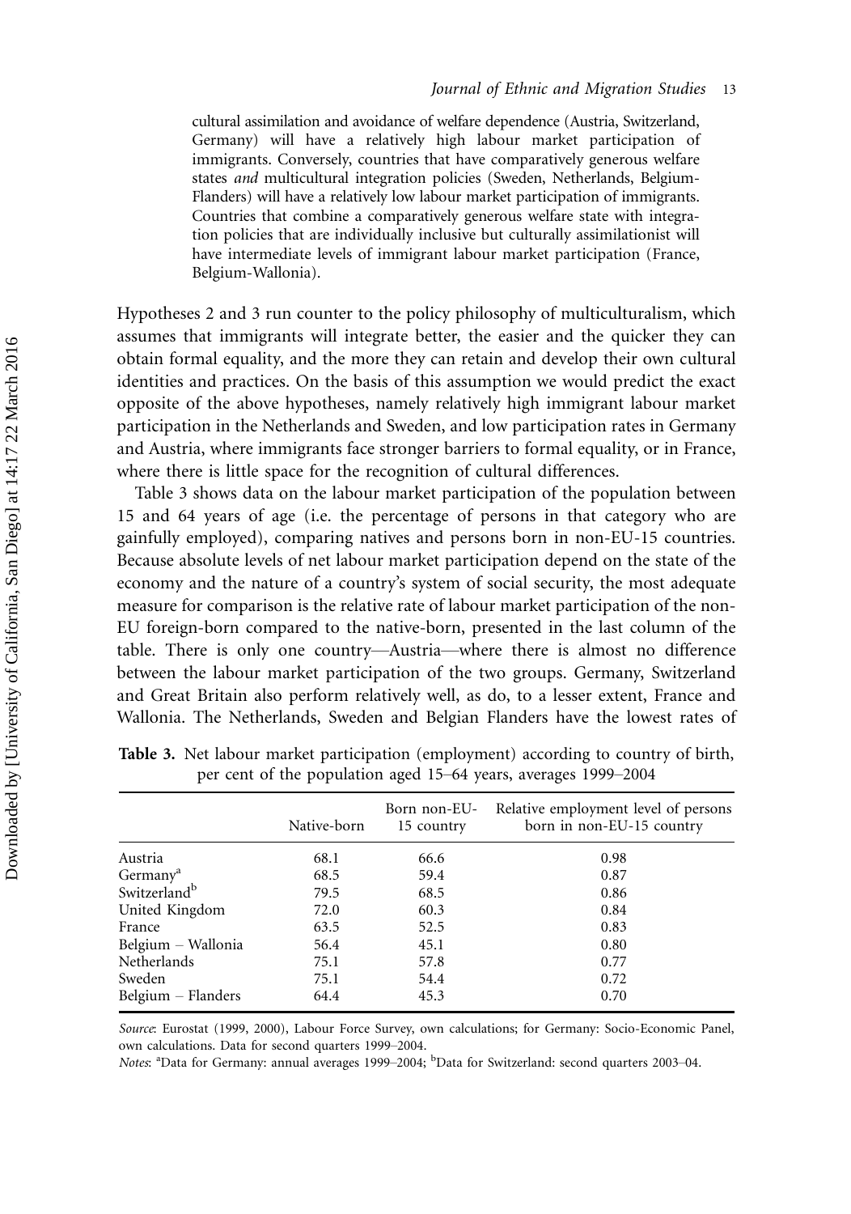cultural assimilation and avoidance of welfare dependence (Austria, Switzerland, Germany) will have a relatively high labour market participation of immigrants. Conversely, countries that have comparatively generous welfare states *and* multicultural integration policies (Sweden, Netherlands, Belgium-Flanders) will have a relatively low labour market participation of immigrants. Countries that combine a comparatively generous welfare state with integration policies that are individually inclusive but culturally assimilationist will have intermediate levels of immigrant labour market participation (France, Belgium-Wallonia).

Hypotheses 2 and 3 run counter to the policy philosophy of multiculturalism, which assumes that immigrants will integrate better, the easier and the quicker they can obtain formal equality, and the more they can retain and develop their own cultural identities and practices. On the basis of this assumption we would predict the exact opposite of the above hypotheses, namely relatively high immigrant labour market participation in the Netherlands and Sweden, and low participation rates in Germany and Austria, where immigrants face stronger barriers to formal equality, or in France, where there is little space for the recognition of cultural differences.

Table 3 shows data on the labour market participation of the population between 15 and 64 years of age (i.e. the percentage of persons in that category who are gainfully employed), comparing natives and persons born in non-EU-15 countries. Because absolute levels of net labour market participation depend on the state of the economy and the nature of a country's system of social security, the most adequate measure for comparison is the relative rate of labour market participation of the non-EU foreign-born compared to the native-born, presented in the last column of the table. There is only one country—Austria—where there is almost no difference between the labour market participation of the two groups. Germany, Switzerland and Great Britain also perform relatively well, as do, to a lesser extent, France and Wallonia. The Netherlands, Sweden and Belgian Flanders have the lowest rates of

**Table 3.** Net labour market participation (employment) according to country of birth, per cent of the population aged 15–64 years, averages 1999–2004

| | Native-born | Born non-EU-15 country | Relative employment level of persons born in non-EU-15 country |
|---|---|---|---|
| Austria | 68.1 | 66.6 | 0.98 |
| Germany[a] | 68.5 | 59.4 | 0.87 |
| Switzerland[b] | 79.5 | 68.5 | 0.86 |
| United Kingdom | 72.0 | 60.3 | 0.84 |
| France | 63.5 | 52.5 | 0.83 |
| Belgium – Wallonia | 56.4 | 45.1 | 0.80 |
| Netherlands | 75.1 | 57.8 | 0.77 |
| Sweden | 75.1 | 54.4 | 0.72 |
| Belgium – Flanders | 64.4 | 45.3 | 0.70 |

*Source*: Eurostat (1999, 2000), Labour Force Survey, own calculations; for Germany: Socio-Economic Panel, own calculations. Data for second quarters 1999–2004.

*Notes*: [a]Data for Germany: annual averages 1999–2004; [b]Data for Switzerland: second quarters 2003–04.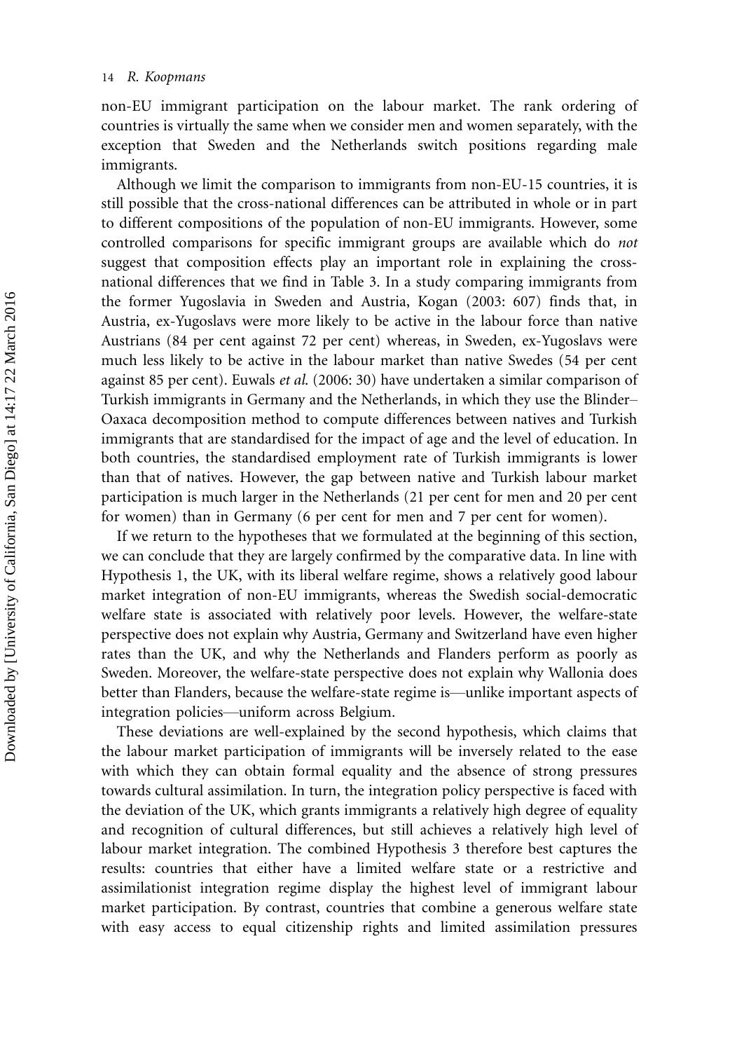non-EU immigrant participation on the labour market. The rank ordering of countries is virtually the same when we consider men and women separately, with the exception that Sweden and the Netherlands switch positions regarding male immigrants.

Although we limit the comparison to immigrants from non-EU-15 countries, it is still possible that the cross-national differences can be attributed in whole or in part to different compositions of the population of non-EU immigrants. However, some controlled comparisons for specific immigrant groups are available which do *not* suggest that composition effects play an important role in explaining the cross-national differences that we find in Table 3. In a study comparing immigrants from the former Yugoslavia in Sweden and Austria, Kogan (2003: 607) finds that, in Austria, ex-Yugoslavs were more likely to be active in the labour force than native Austrians (84 per cent against 72 per cent) whereas, in Sweden, ex-Yugoslavs were much less likely to be active in the labour market than native Swedes (54 per cent against 85 per cent). Euwals *et al.* (2006: 30) have undertaken a similar comparison of Turkish immigrants in Germany and the Netherlands, in which they use the Blinder–Oaxaca decomposition method to compute differences between natives and Turkish immigrants that are standardised for the impact of age and the level of education. In both countries, the standardised employment rate of Turkish immigrants is lower than that of natives. However, the gap between native and Turkish labour market participation is much larger in the Netherlands (21 per cent for men and 20 per cent for women) than in Germany (6 per cent for men and 7 per cent for women).

If we return to the hypotheses that we formulated at the beginning of this section, we can conclude that they are largely confirmed by the comparative data. In line with Hypothesis 1, the UK, with its liberal welfare regime, shows a relatively good labour market integration of non-EU immigrants, whereas the Swedish social-democratic welfare state is associated with relatively poor levels. However, the welfare-state perspective does not explain why Austria, Germany and Switzerland have even higher rates than the UK, and why the Netherlands and Flanders perform as poorly as Sweden. Moreover, the welfare-state perspective does not explain why Wallonia does better than Flanders, because the welfare-state regime is—unlike important aspects of integration policies—uniform across Belgium.

These deviations are well-explained by the second hypothesis, which claims that the labour market participation of immigrants will be inversely related to the ease with which they can obtain formal equality and the absence of strong pressures towards cultural assimilation. In turn, the integration policy perspective is faced with the deviation of the UK, which grants immigrants a relatively high degree of equality and recognition of cultural differences, but still achieves a relatively high level of labour market integration. The combined Hypothesis 3 therefore best captures the results: countries that either have a limited welfare state or a restrictive and assimilationist integration regime display the highest level of immigrant labour market participation. By contrast, countries that combine a generous welfare state with easy access to equal citizenship rights and limited assimilation pressures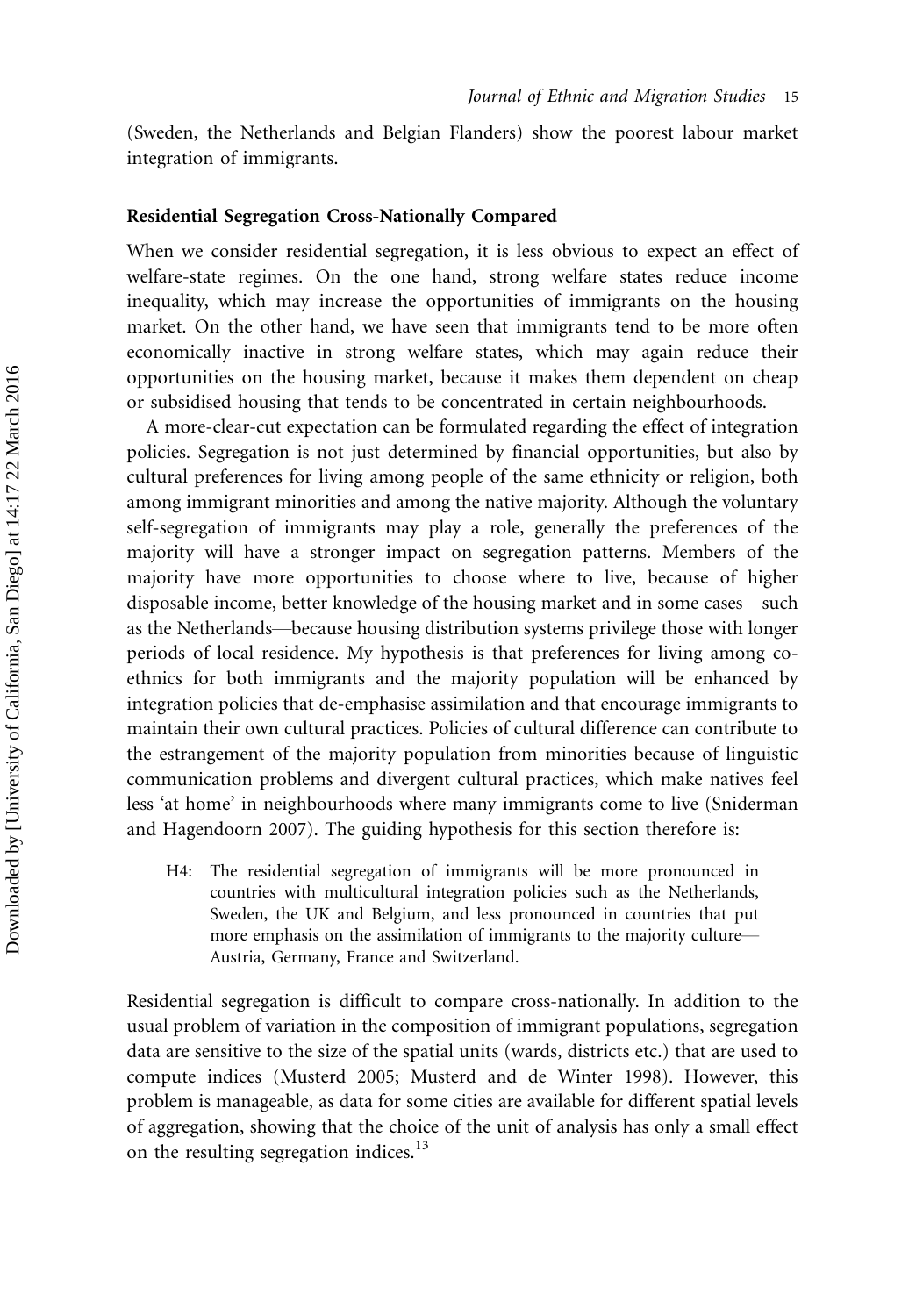(Sweden, the Netherlands and Belgian Flanders) show the poorest labour market integration of immigrants.

## Residential Segregation Cross-Nationally Compared

When we consider residential segregation, it is less obvious to expect an effect of welfare-state regimes. On the one hand, strong welfare states reduce income inequality, which may increase the opportunities of immigrants on the housing market. On the other hand, we have seen that immigrants tend to be more often economically inactive in strong welfare states, which may again reduce their opportunities on the housing market, because it makes them dependent on cheap or subsidised housing that tends to be concentrated in certain neighbourhoods.

A more-clear-cut expectation can be formulated regarding the effect of integration policies. Segregation is not just determined by financial opportunities, but also by cultural preferences for living among people of the same ethnicity or religion, both among immigrant minorities and among the native majority. Although the voluntary self-segregation of immigrants may play a role, generally the preferences of the majority will have a stronger impact on segregation patterns. Members of the majority have more opportunities to choose where to live, because of higher disposable income, better knowledge of the housing market and in some cases—such as the Netherlands—because housing distribution systems privilege those with longer periods of local residence. My hypothesis is that preferences for living among co-ethnics for both immigrants and the majority population will be enhanced by integration policies that de-emphasise assimilation and that encourage immigrants to maintain their own cultural practices. Policies of cultural difference can contribute to the estrangement of the majority population from minorities because of linguistic communication problems and divergent cultural practices, which make natives feel less 'at home' in neighbourhoods where many immigrants come to live (Sniderman and Hagendoorn 2007). The guiding hypothesis for this section therefore is:

> H4: The residential segregation of immigrants will be more pronounced in countries with multicultural integration policies such as the Netherlands, Sweden, the UK and Belgium, and less pronounced in countries that put more emphasis on the assimilation of immigrants to the majority culture—Austria, Germany, France and Switzerland.

Residential segregation is difficult to compare cross-nationally. In addition to the usual problem of variation in the composition of immigrant populations, segregation data are sensitive to the size of the spatial units (wards, districts etc.) that are used to compute indices (Musterd 2005; Musterd and de Winter 1998). However, this problem is manageable, as data for some cities are available for different spatial levels of aggregation, showing that the choice of the unit of analysis has only a small effect on the resulting segregation indices.[13]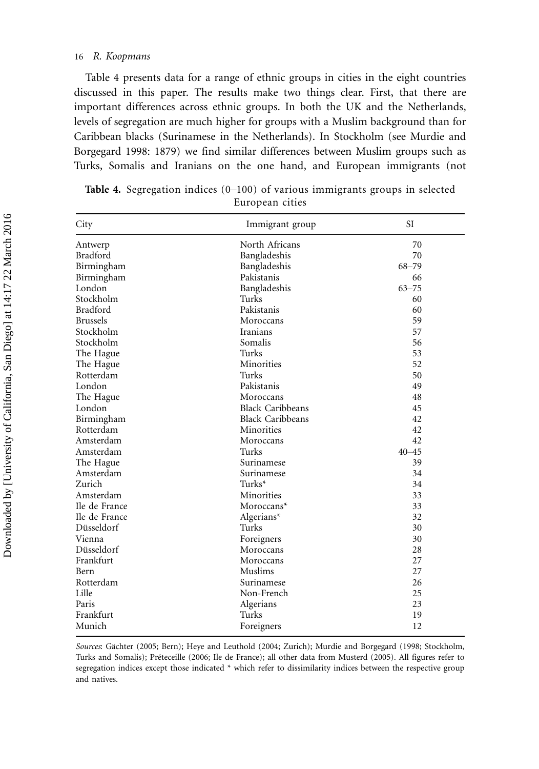Table 4 presents data for a range of ethnic groups in cities in the eight countries discussed in this paper. The results make two things clear. First, that there are important differences across ethnic groups. In both the UK and the Netherlands, levels of segregation are much higher for groups with a Muslim background than for Caribbean blacks (Surinamese in the Netherlands). In Stockholm (see Murdie and Borgegard 1998: 1879) we find similar differences between Muslim groups such as Turks, Somalis and Iranians on the one hand, and European immigrants (not

**Table 4.** Segregation indices (0–100) of various immigrants groups in selected European cities

| City | Immigrant group | SI |
|---|---|---|
| Antwerp | North Africans | 70 |
| Bradford | Bangladeshis | 70 |
| Birmingham | Bangladeshis | 68–79 |
| Birmingham | Pakistanis | 66 |
| London | Bangladeshis | 63–75 |
| Stockholm | Turks | 60 |
| Bradford | Pakistanis | 60 |
| Brussels | Moroccans | 59 |
| Stockholm | Iranians | 57 |
| Stockholm | Somalis | 56 |
| The Hague | Turks | 53 |
| The Hague | Minorities | 52 |
| Rotterdam | Turks | 50 |
| London | Pakistanis | 49 |
| The Hague | Moroccans | 48 |
| London | Black Caribbeans | 45 |
| Birmingham | Black Caribbeans | 42 |
| Rotterdam | Minorities | 42 |
| Amsterdam | Moroccans | 42 |
| Amsterdam | Turks | 40–45 |
| The Hague | Surinamese | 39 |
| Amsterdam | Surinamese | 34 |
| Zurich | Turks* | 34 |
| Amsterdam | Minorities | 33 |
| Ile de France | Moroccans* | 33 |
| Ile de France | Algerians* | 32 |
| Düsseldorf | Turks | 30 |
| Vienna | Foreigners | 30 |
| Düsseldorf | Moroccans | 28 |
| Frankfurt | Moroccans | 27 |
| Bern | Muslims | 27 |
| Rotterdam | Surinamese | 26 |
| Lille | Non-French | 25 |
| Paris | Algerians | 23 |
| Frankfurt | Turks | 19 |
| Munich | Foreigners | 12 |

*Sources*: Gächter (2005; Bern); Heye and Leuthold (2004; Zurich); Murdie and Borgegard (1998; Stockholm, Turks and Somalis); Préteceille (2006; Ile de France); all other data from Musterd (2005). All figures refer to segregation indices except those indicated * which refer to dissimilarity indices between the respective group and natives.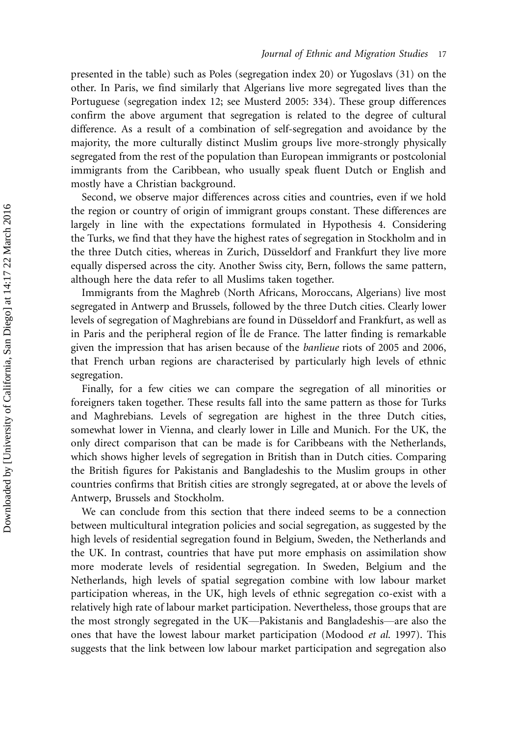presented in the table) such as Poles (segregation index 20) or Yugoslavs (31) on the other. In Paris, we find similarly that Algerians live more segregated lives than the Portuguese (segregation index 12; see Musterd 2005: 334). These group differences confirm the above argument that segregation is related to the degree of cultural difference. As a result of a combination of self-segregation and avoidance by the majority, the more culturally distinct Muslim groups live more-strongly physically segregated from the rest of the population than European immigrants or postcolonial immigrants from the Caribbean, who usually speak fluent Dutch or English and mostly have a Christian background.

Second, we observe major differences across cities and countries, even if we hold the region or country of origin of immigrant groups constant. These differences are largely in line with the expectations formulated in Hypothesis 4. Considering the Turks, we find that they have the highest rates of segregation in Stockholm and in the three Dutch cities, whereas in Zurich, Düsseldorf and Frankfurt they live more equally dispersed across the city. Another Swiss city, Bern, follows the same pattern, although here the data refer to all Muslims taken together.

Immigrants from the Maghreb (North Africans, Moroccans, Algerians) live most segregated in Antwerp and Brussels, followed by the three Dutch cities. Clearly lower levels of segregation of Maghrebians are found in Düsseldorf and Frankfurt, as well as in Paris and the peripheral region of Île de France. The latter finding is remarkable given the impression that has arisen because of the *banlieue* riots of 2005 and 2006, that French urban regions are characterised by particularly high levels of ethnic segregation.

Finally, for a few cities we can compare the segregation of all minorities or foreigners taken together. These results fall into the same pattern as those for Turks and Maghrebians. Levels of segregation are highest in the three Dutch cities, somewhat lower in Vienna, and clearly lower in Lille and Munich. For the UK, the only direct comparison that can be made is for Caribbeans with the Netherlands, which shows higher levels of segregation in British than in Dutch cities. Comparing the British figures for Pakistanis and Bangladeshis to the Muslim groups in other countries confirms that British cities are strongly segregated, at or above the levels of Antwerp, Brussels and Stockholm.

We can conclude from this section that there indeed seems to be a connection between multicultural integration policies and social segregation, as suggested by the high levels of residential segregation found in Belgium, Sweden, the Netherlands and the UK. In contrast, countries that have put more emphasis on assimilation show more moderate levels of residential segregation. In Sweden, Belgium and the Netherlands, high levels of spatial segregation combine with low labour market participation whereas, in the UK, high levels of ethnic segregation co-exist with a relatively high rate of labour market participation. Nevertheless, those groups that are the most strongly segregated in the UK—Pakistanis and Bangladeshis—are also the ones that have the lowest labour market participation (Modood *et al.* 1997). This suggests that the link between low labour market participation and segregation also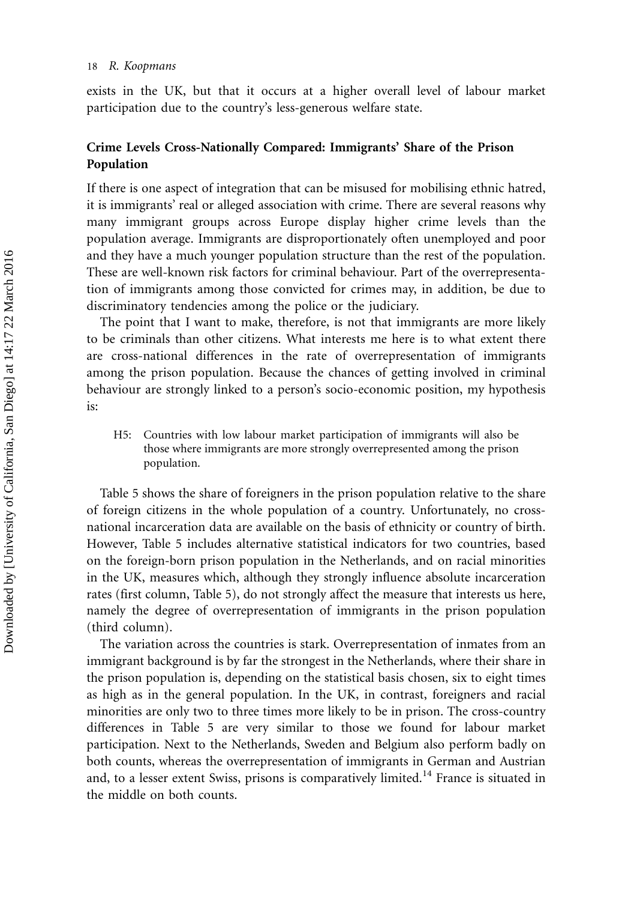exists in the UK, but that it occurs at a higher overall level of labour market participation due to the country's less-generous welfare state.

## Crime Levels Cross-Nationally Compared: Immigrants' Share of the Prison Population

If there is one aspect of integration that can be misused for mobilising ethnic hatred, it is immigrants' real or alleged association with crime. There are several reasons why many immigrant groups across Europe display higher crime levels than the population average. Immigrants are disproportionately often unemployed and poor and they have a much younger population structure than the rest of the population. These are well-known risk factors for criminal behaviour. Part of the overrepresentation of immigrants among those convicted for crimes may, in addition, be due to discriminatory tendencies among the police or the judiciary.

The point that I want to make, therefore, is not that immigrants are more likely to be criminals than other citizens. What interests me here is to what extent there are cross-national differences in the rate of overrepresentation of immigrants among the prison population. Because the chances of getting involved in criminal behaviour are strongly linked to a person's socio-economic position, my hypothesis is:

> H5: Countries with low labour market participation of immigrants will also be those where immigrants are more strongly overrepresented among the prison population.

Table 5 shows the share of foreigners in the prison population relative to the share of foreign citizens in the whole population of a country. Unfortunately, no cross-national incarceration data are available on the basis of ethnicity or country of birth. However, Table 5 includes alternative statistical indicators for two countries, based on the foreign-born prison population in the Netherlands, and on racial minorities in the UK, measures which, although they strongly influence absolute incarceration rates (first column, Table 5), do not strongly affect the measure that interests us here, namely the degree of overrepresentation of immigrants in the prison population (third column).

The variation across the countries is stark. Overrepresentation of inmates from an immigrant background is by far the strongest in the Netherlands, where their share in the prison population is, depending on the statistical basis chosen, six to eight times as high as in the general population. In the UK, in contrast, foreigners and racial minorities are only two to three times more likely to be in prison. The cross-country differences in Table 5 are very similar to those we found for labour market participation. Next to the Netherlands, Sweden and Belgium also perform badly on both counts, whereas the overrepresentation of immigrants in German and Austrian and, to a lesser extent Swiss, prisons is comparatively limited.[14] France is situated in the middle on both counts.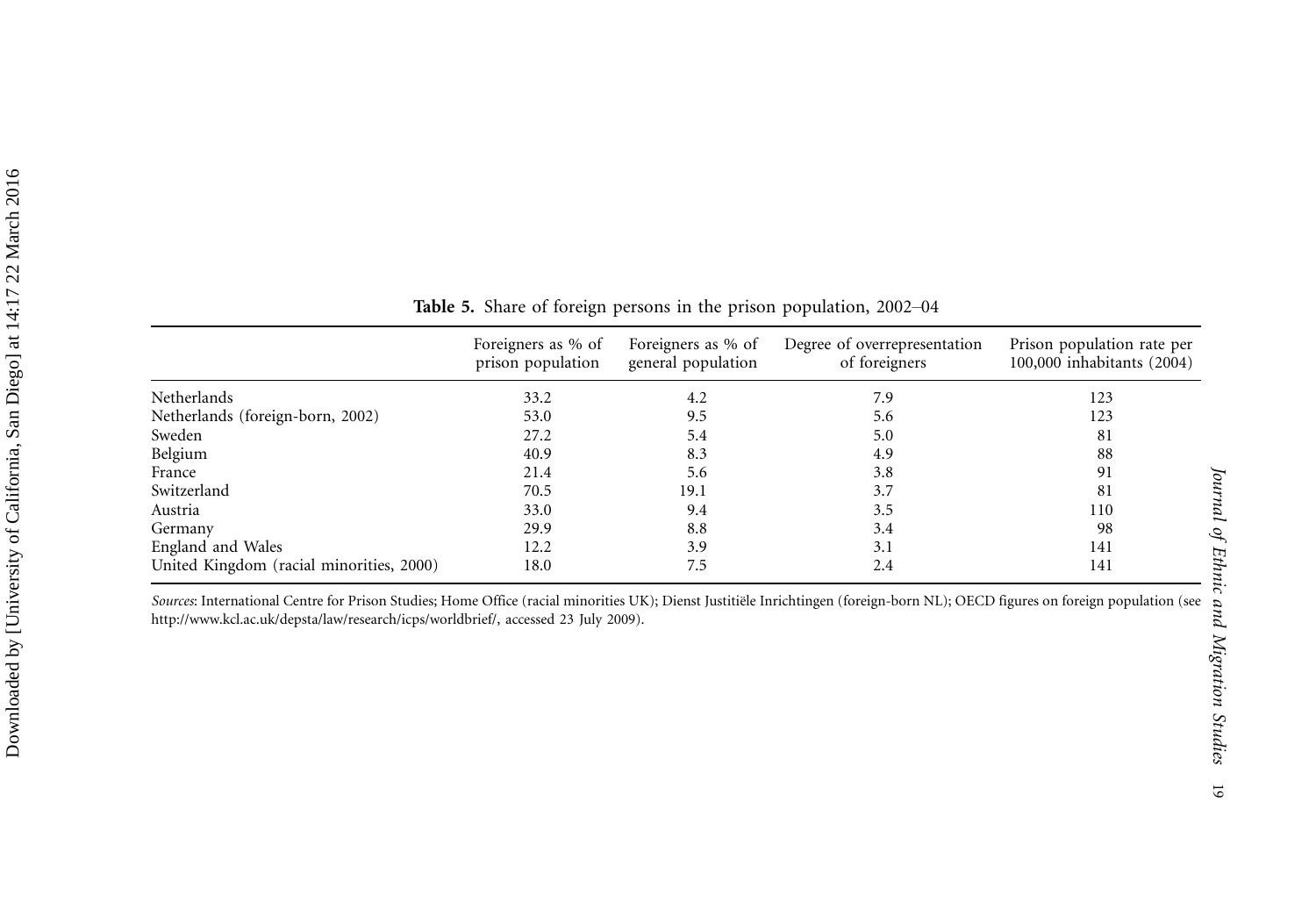**Table 5.** Share of foreign persons in the prison population, 2002–04

| | Foreigners as % of prison population | Foreigners as % of general population | Degree of overrepresentation of foreigners | Prison population rate per 100,000 inhabitants (2004) |
|---|---|---|---|---|
| Netherlands | 33.2 | 4.2 | 7.9 | 123 |
| Netherlands (foreign-born, 2002) | 53.0 | 9.5 | 5.6 | 123 |
| Sweden | 27.2 | 5.4 | 5.0 | 81 |
| Belgium | 40.9 | 8.3 | 4.9 | 88 |
| France | 21.4 | 5.6 | 3.8 | 91 |
| Switzerland | 70.5 | 19.1 | 3.7 | 81 |
| Austria | 33.0 | 9.4 | 3.5 | 110 |
| Germany | 29.9 | 8.8 | 3.4 | 98 |
| England and Wales | 12.2 | 3.9 | 3.1 | 141 |
| United Kingdom (racial minorities, 2000) | 18.0 | 7.5 | 2.4 | 141 |

*Sources*: International Centre for Prison Studies; Home Office (racial minorities UK); Dienst Justitiële Inrichtingen (foreign-born NL); OECD figures on foreign population (see http://www.kcl.ac.uk/depsta/law/research/icps/worldbrief/, accessed 23 July 2009).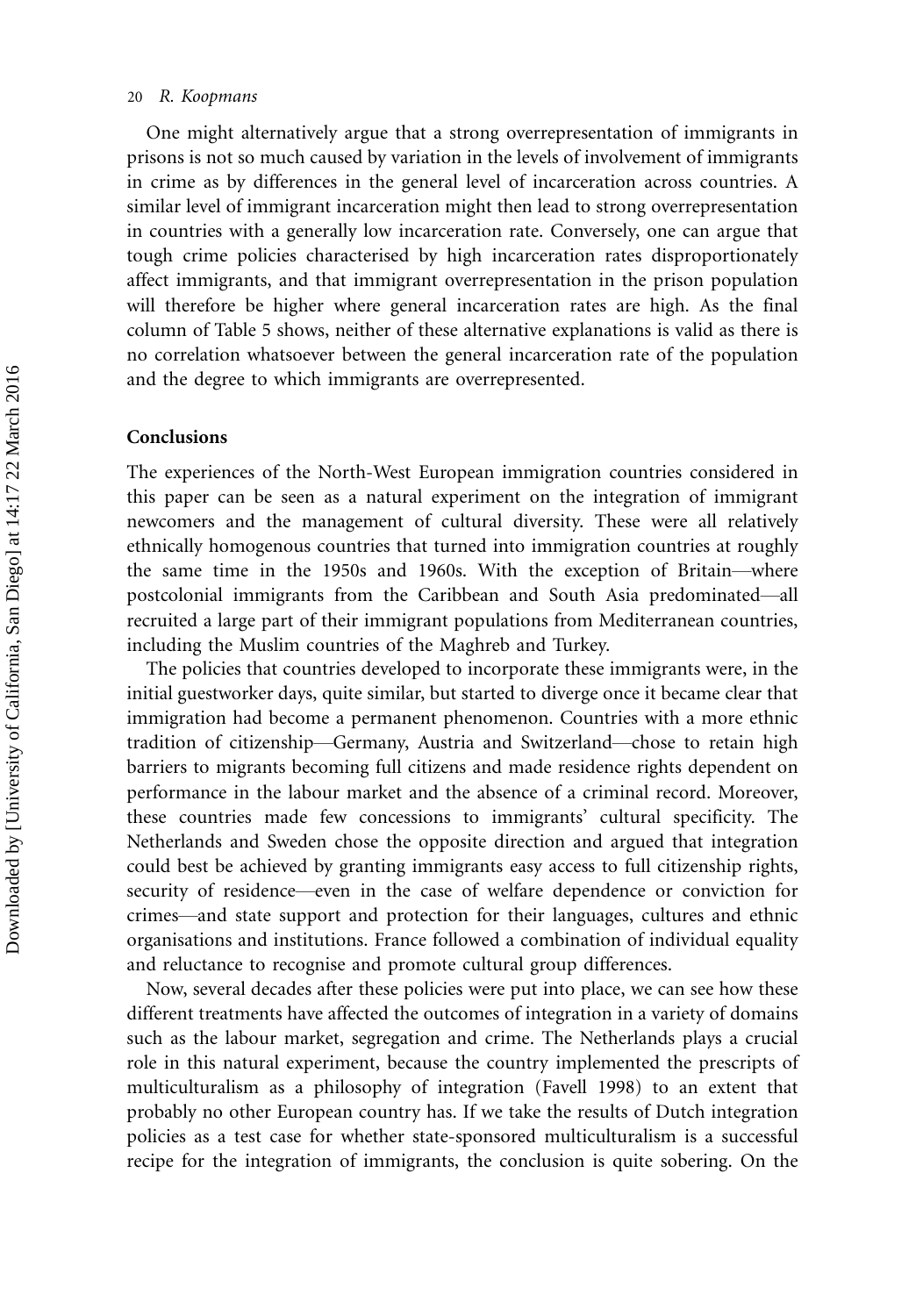One might alternatively argue that a strong overrepresentation of immigrants in prisons is not so much caused by variation in the levels of involvement of immigrants in crime as by differences in the general level of incarceration across countries. A similar level of immigrant incarceration might then lead to strong overrepresentation in countries with a generally low incarceration rate. Conversely, one can argue that tough crime policies characterised by high incarceration rates disproportionately affect immigrants, and that immigrant overrepresentation in the prison population will therefore be higher where general incarceration rates are high. As the final column of Table 5 shows, neither of these alternative explanations is valid as there is no correlation whatsoever between the general incarceration rate of the population and the degree to which immigrants are overrepresented.

## Conclusions

The experiences of the North-West European immigration countries considered in this paper can be seen as a natural experiment on the integration of immigrant newcomers and the management of cultural diversity. These were all relatively ethnically homogenous countries that turned into immigration countries at roughly the same time in the 1950s and 1960s. With the exception of Britain—where postcolonial immigrants from the Caribbean and South Asia predominated—all recruited a large part of their immigrant populations from Mediterranean countries, including the Muslim countries of the Maghreb and Turkey.

The policies that countries developed to incorporate these immigrants were, in the initial guestworker days, quite similar, but started to diverge once it became clear that immigration had become a permanent phenomenon. Countries with a more ethnic tradition of citizenship—Germany, Austria and Switzerland—chose to retain high barriers to migrants becoming full citizens and made residence rights dependent on performance in the labour market and the absence of a criminal record. Moreover, these countries made few concessions to immigrants' cultural specificity. The Netherlands and Sweden chose the opposite direction and argued that integration could best be achieved by granting immigrants easy access to full citizenship rights, security of residence—even in the case of welfare dependence or conviction for crimes—and state support and protection for their languages, cultures and ethnic organisations and institutions. France followed a combination of individual equality and reluctance to recognise and promote cultural group differences.

Now, several decades after these policies were put into place, we can see how these different treatments have affected the outcomes of integration in a variety of domains such as the labour market, segregation and crime. The Netherlands plays a crucial role in this natural experiment, because the country implemented the prescripts of multiculturalism as a philosophy of integration (Favell 1998) to an extent that probably no other European country has. If we take the results of Dutch integration policies as a test case for whether state-sponsored multiculturalism is a successful recipe for the integration of immigrants, the conclusion is quite sobering. On the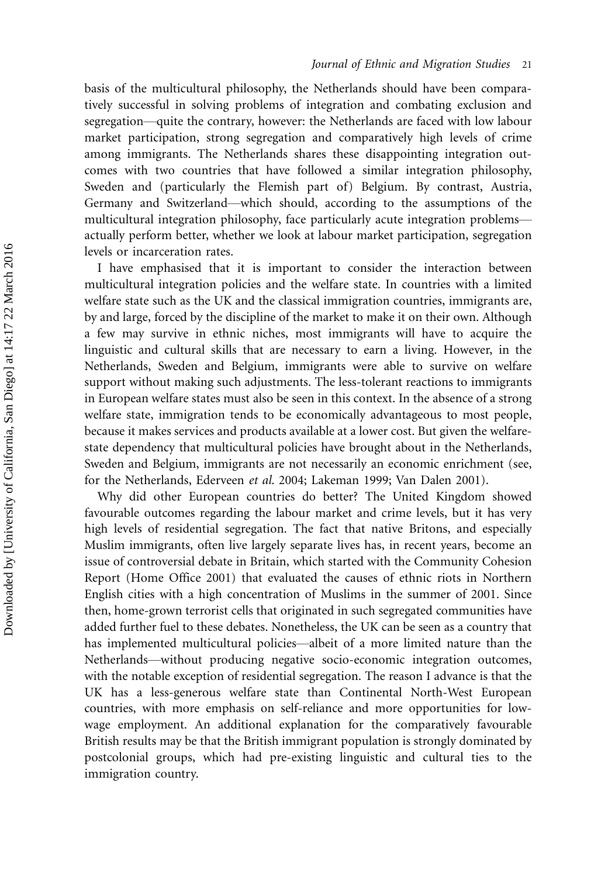basis of the multicultural philosophy, the Netherlands should have been comparatively successful in solving problems of integration and combating exclusion and segregation—quite the contrary, however: the Netherlands are faced with low labour market participation, strong segregation and comparatively high levels of crime among immigrants. The Netherlands shares these disappointing integration outcomes with two countries that have followed a similar integration philosophy, Sweden and (particularly the Flemish part of) Belgium. By contrast, Austria, Germany and Switzerland—which should, according to the assumptions of the multicultural integration philosophy, face particularly acute integration problems—actually perform better, whether we look at labour market participation, segregation levels or incarceration rates.

I have emphasised that it is important to consider the interaction between multicultural integration policies and the welfare state. In countries with a limited welfare state such as the UK and the classical immigration countries, immigrants are, by and large, forced by the discipline of the market to make it on their own. Although a few may survive in ethnic niches, most immigrants will have to acquire the linguistic and cultural skills that are necessary to earn a living. However, in the Netherlands, Sweden and Belgium, immigrants were able to survive on welfare support without making such adjustments. The less-tolerant reactions to immigrants in European welfare states must also be seen in this context. In the absence of a strong welfare state, immigration tends to be economically advantageous to most people, because it makes services and products available at a lower cost. But given the welfare-state dependency that multicultural policies have brought about in the Netherlands, Sweden and Belgium, immigrants are not necessarily an economic enrichment (see, for the Netherlands, Ederveen *et al.* 2004; Lakeman 1999; Van Dalen 2001).

Why did other European countries do better? The United Kingdom showed favourable outcomes regarding the labour market and crime levels, but it has very high levels of residential segregation. The fact that native Britons, and especially Muslim immigrants, often live largely separate lives has, in recent years, become an issue of controversial debate in Britain, which started with the Community Cohesion Report (Home Office 2001) that evaluated the causes of ethnic riots in Northern English cities with a high concentration of Muslims in the summer of 2001. Since then, home-grown terrorist cells that originated in such segregated communities have added further fuel to these debates. Nonetheless, the UK can be seen as a country that has implemented multicultural policies—albeit of a more limited nature than the Netherlands—without producing negative socio-economic integration outcomes, with the notable exception of residential segregation. The reason I advance is that the UK has a less-generous welfare state than Continental North-West European countries, with more emphasis on self-reliance and more opportunities for low-wage employment. An additional explanation for the comparatively favourable British results may be that the British immigrant population is strongly dominated by postcolonial groups, which had pre-existing linguistic and cultural ties to the immigration country.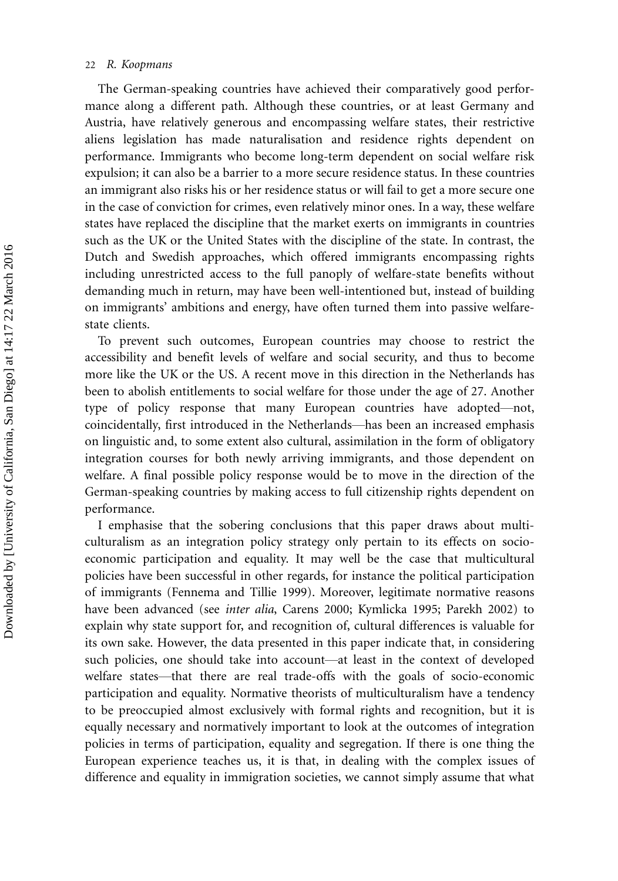The German-speaking countries have achieved their comparatively good performance along a different path. Although these countries, or at least Germany and Austria, have relatively generous and encompassing welfare states, their restrictive aliens legislation has made naturalisation and residence rights dependent on performance. Immigrants who become long-term dependent on social welfare risk expulsion; it can also be a barrier to a more secure residence status. In these countries an immigrant also risks his or her residence status or will fail to get a more secure one in the case of conviction for crimes, even relatively minor ones. In a way, these welfare states have replaced the discipline that the market exerts on immigrants in countries such as the UK or the United States with the discipline of the state. In contrast, the Dutch and Swedish approaches, which offered immigrants encompassing rights including unrestricted access to the full panoply of welfare-state benefits without demanding much in return, may have been well-intentioned but, instead of building on immigrants' ambitions and energy, have often turned them into passive welfare-state clients.

To prevent such outcomes, European countries may choose to restrict the accessibility and benefit levels of welfare and social security, and thus to become more like the UK or the US. A recent move in this direction in the Netherlands has been to abolish entitlements to social welfare for those under the age of 27. Another type of policy response that many European countries have adopted—not, coincidentally, first introduced in the Netherlands—has been an increased emphasis on linguistic and, to some extent also cultural, assimilation in the form of obligatory integration courses for both newly arriving immigrants, and those dependent on welfare. A final possible policy response would be to move in the direction of the German-speaking countries by making access to full citizenship rights dependent on performance.

I emphasise that the sobering conclusions that this paper draws about multiculturalism as an integration policy strategy only pertain to its effects on socio-economic participation and equality. It may well be the case that multicultural policies have been successful in other regards, for instance the political participation of immigrants (Fennema and Tillie 1999). Moreover, legitimate normative reasons have been advanced (see *inter alia*, Carens 2000; Kymlicka 1995; Parekh 2002) to explain why state support for, and recognition of, cultural differences is valuable for its own sake. However, the data presented in this paper indicate that, in considering such policies, one should take into account—at least in the context of developed welfare states—that there are real trade-offs with the goals of socio-economic participation and equality. Normative theorists of multiculturalism have a tendency to be preoccupied almost exclusively with formal rights and recognition, but it is equally necessary and normatively important to look at the outcomes of integration policies in terms of participation, equality and segregation. If there is one thing the European experience teaches us, it is that, in dealing with the complex issues of difference and equality in immigration societies, we cannot simply assume that what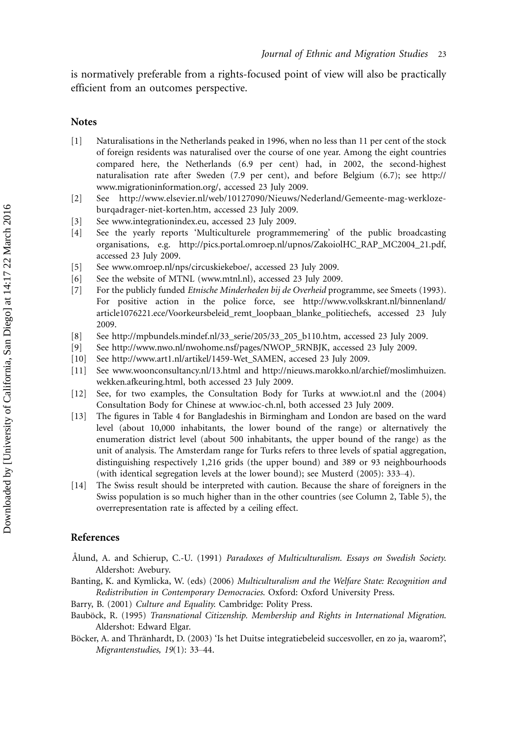is normatively preferable from a rights-focused point of view will also be practically efficient from an outcomes perspective.

## Notes

[1] Naturalisations in the Netherlands peaked in 1996, when no less than 11 per cent of the stock of foreign residents was naturalised over the course of one year. Among the eight countries compared here, the Netherlands (6.9 per cent) had, in 2002, the second-highest naturalisation rate after Sweden (7.9 per cent), and before Belgium (6.7); see http://www.migrationinformation.org/, accessed 23 July 2009.

[2] See http://www.elsevier.nl/web/10127090/Nieuws/Nederland/Gemeente-mag-werkloze-burqadrager-niet-korten.htm, accessed 23 July 2009.

[3] See www.integrationindex.eu, accessed 23 July 2009.

[4] See the yearly reports 'Multiculturele programmemering' of the public broadcasting organisations, e.g. http://pics.portal.omroep.nl/upnos/ZakoiolHC_RAP_MC2004_21.pdf, accessed 23 July 2009.

[5] See www.omroep.nl/nps/circuskiekeboe/, accessed 23 July 2009.

[6] See the website of MTNL (www.mtnl.nl), accessed 23 July 2009.

[7] For the publicly funded *Etnische Minderheden bij de Overheid* programme, see Smeets (1993). For positive action in the police force, see http://www.volkskrant.nl/binnenland/article1076221.ece/Voorkeursbeleid_remt_loopbaan_blanke_politiechefs, accessed 23 July 2009.

[8] See http://mpbundels.mindef.nl/33_serie/205/33_205_b110.htm, accessed 23 July 2009.

[9] See http://www.nwo.nl/nwohome.nsf/pages/NWOP_5RNBJK, accessed 23 July 2009.

[10] See http://www.art1.nl/artikel/1459-Wet_SAMEN, accesed 23 July 2009.

[11] See www.woonconsultancy.nl/13.html and http://nieuws.marokko.nl/archief/moslimhuizen.wekken.afkeuring.html, both accessed 23 July 2009.

[12] See, for two examples, the Consultation Body for Turks at www.iot.nl and the (2004) Consultation Body for Chinese at www.ioc-ch.nl, both accessed 23 July 2009.

[13] The figures in Table 4 for Bangladeshis in Birmingham and London are based on the ward level (about 10,000 inhabitants, the lower bound of the range) or alternatively the enumeration district level (about 500 inhabitants, the upper bound of the range) as the unit of analysis. The Amsterdam range for Turks refers to three levels of spatial aggregation, distinguishing respectively 1,216 grids (the upper bound) and 389 or 93 neighbourhoods (with identical segregation levels at the lower bound); see Musterd (2005): 333–4).

[14] The Swiss result should be interpreted with caution. Because the share of foreigners in the Swiss population is so much higher than in the other countries (see Column 2, Table 5), the overrepresentation rate is affected by a ceiling effect.

## References

Ålund, A. and Schierup, C.-U. (1991) *Paradoxes of Multiculturalism. Essays on Swedish Society.* Aldershot: Avebury.

Banting, K. and Kymlicka, W. (eds) (2006) *Multiculturalism and the Welfare State: Recognition and Redistribution in Contemporary Democracies.* Oxford: Oxford University Press.

Barry, B. (2001) *Culture and Equality.* Cambridge: Polity Press.

Bauböck, R. (1995) *Transnational Citizenship. Membership and Rights in International Migration.* Aldershot: Edward Elgar.

Böcker, A. and Thränhardt, D. (2003) 'Is het Duitse integratiebeleid succesvoller, en zo ja, waarom?', *Migrantenstudies, 19*(1): 33–44.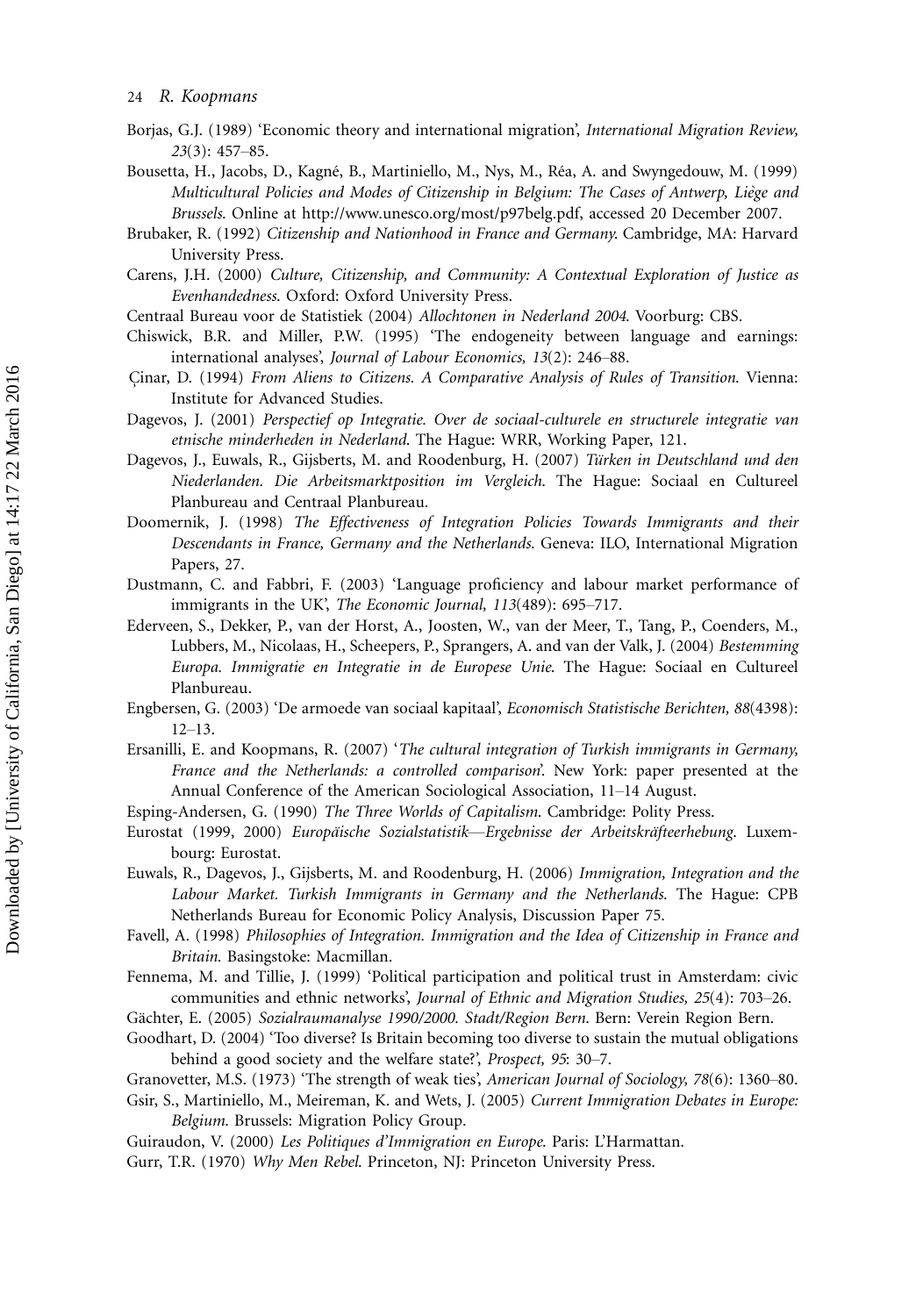Borjas, G.J. (1989) 'Economic theory and international migration', *International Migration Review, 23*(3): 457–85.

Bousetta, H., Jacobs, D., Kagné, B., Martiniello, M., Nys, M., Réa, A. and Swyngedouw, M. (1999) *Multicultural Policies and Modes of Citizenship in Belgium: The Cases of Antwerp, Liège and Brussels*. Online at http://www.unesco.org/most/p97belg.pdf, accessed 20 December 2007.

Brubaker, R. (1992) *Citizenship and Nationhood in France and Germany*. Cambridge, MA: Harvard University Press.

Carens, J.H. (2000) *Culture, Citizenship, and Community: A Contextual Exploration of Justice as Evenhandedness*. Oxford: Oxford University Press.

Centraal Bureau voor de Statistiek (2004) *Allochtonen in Nederland 2004*. Voorburg: CBS.

Chiswick, B.R. and Miller, P.W. (1995) 'The endogeneity between language and earnings: international analyses', *Journal of Labour Economics, 13*(2): 246–88.

Çinar, D. (1994) *From Aliens to Citizens. A Comparative Analysis of Rules of Transition*. Vienna: Institute for Advanced Studies.

Dagevos, J. (2001) *Perspectief op Integratie. Over de sociaal-culturele en structurele integratie van etnische minderheden in Nederland*. The Hague: WRR, Working Paper, 121.

Dagevos, J., Euwals, R., Gijsberts, M. and Roodenburg, H. (2007) *Türken in Deutschland und den Niederlanden. Die Arbeitsmarktposition im Vergleich*. The Hague: Sociaal en Cultureel Planbureau and Centraal Planbureau.

Doomernik, J. (1998) *The Effectiveness of Integration Policies Towards Immigrants and their Descendants in France, Germany and the Netherlands*. Geneva: ILO, International Migration Papers, 27.

Dustmann, C. and Fabbri, F. (2003) 'Language proficiency and labour market performance of immigrants in the UK', *The Economic Journal, 113*(489): 695–717.

Ederveen, S., Dekker, P., van der Horst, A., Joosten, W., van der Meer, T., Tang, P., Coenders, M., Lubbers, M., Nicolaas, H., Scheepers, P., Sprangers, A. and van der Valk, J. (2004) *Bestemming Europa. Immigratie en Integratie in de Europese Unie*. The Hague: Sociaal en Cultureel Planbureau.

Engbersen, G. (2003) 'De armoede van sociaal kapitaal', *Economisch Statistische Berichten, 88*(4398): 12–13.

Ersanilli, E. and Koopmans, R. (2007) '*The cultural integration of Turkish immigrants in Germany, France and the Netherlands: a controlled comparison*'. New York: paper presented at the Annual Conference of the American Sociological Association, 11–14 August.

Esping-Andersen, G. (1990) *The Three Worlds of Capitalism*. Cambridge: Polity Press.

Eurostat (1999, 2000) *Europäische Sozialstatistik—Ergebnisse der Arbeitskräfteerhebung*. Luxembourg: Eurostat.

Euwals, R., Dagevos, J., Gijsberts, M. and Roodenburg, H. (2006) *Immigration, Integration and the Labour Market. Turkish Immigrants in Germany and the Netherlands*. The Hague: CPB Netherlands Bureau for Economic Policy Analysis, Discussion Paper 75.

Favell, A. (1998) *Philosophies of Integration. Immigration and the Idea of Citizenship in France and Britain*. Basingstoke: Macmillan.

Fennema, M. and Tillie, J. (1999) 'Political participation and political trust in Amsterdam: civic communities and ethnic networks', *Journal of Ethnic and Migration Studies, 25*(4): 703–26.

Gächter, E. (2005) *Sozialraumanalyse 1990/2000. Stadt/Region Bern*. Bern: Verein Region Bern.

Goodhart, D. (2004) 'Too diverse? Is Britain becoming too diverse to sustain the mutual obligations behind a good society and the welfare state?', *Prospect, 95*: 30–7.

Granovetter, M.S. (1973) 'The strength of weak ties', *American Journal of Sociology, 78*(6): 1360–80.

Gsir, S., Martiniello, M., Meireman, K. and Wets, J. (2005) *Current Immigration Debates in Europe: Belgium*. Brussels: Migration Policy Group.

Guiraudon, V. (2000) *Les Politiques d'Immigration en Europe*. Paris: L'Harmattan.

Gurr, T.R. (1970) *Why Men Rebel*. Princeton, NJ: Princeton University Press.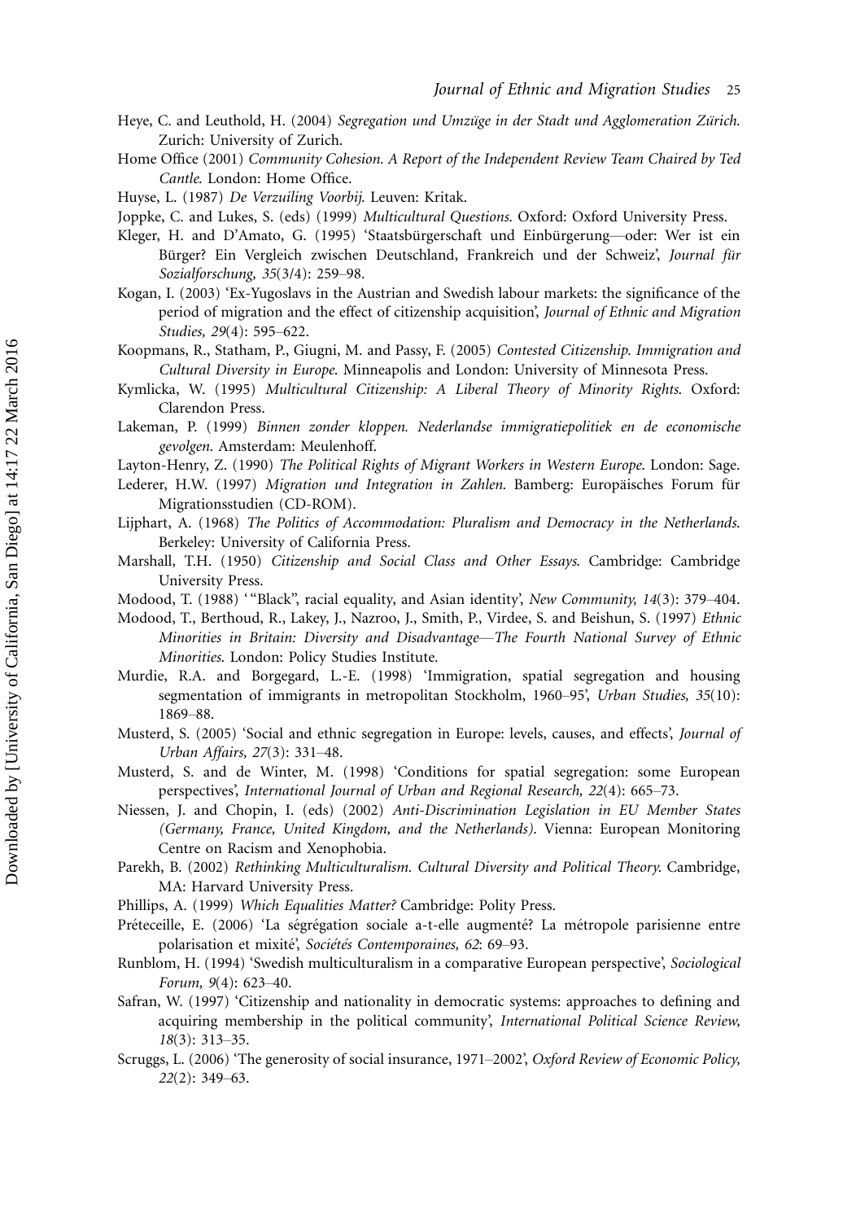Heye, C. and Leuthold, H. (2004) *Segregation und Umzüge in der Stadt und Agglomeration Zürich*. Zurich: University of Zurich.

Home Office (2001) *Community Cohesion. A Report of the Independent Review Team Chaired by Ted Cantle*. London: Home Office.

Huyse, L. (1987) *De Verzuiling Voorbij*. Leuven: Kritak.

Joppke, C. and Lukes, S. (eds) (1999) *Multicultural Questions*. Oxford: Oxford University Press.

Kleger, H. and D'Amato, G. (1995) 'Staatsbürgerschaft und Einbürgerung—oder: Wer ist ein Bürger? Ein Vergleich zwischen Deutschland, Frankreich und der Schweiz', *Journal für Sozialforschung, 35*(3/4): 259–98.

Kogan, I. (2003) 'Ex-Yugoslavs in the Austrian and Swedish labour markets: the significance of the period of migration and the effect of citizenship acquisition', *Journal of Ethnic and Migration Studies, 29*(4): 595–622.

Koopmans, R., Statham, P., Giugni, M. and Passy, F. (2005) *Contested Citizenship. Immigration and Cultural Diversity in Europe*. Minneapolis and London: University of Minnesota Press.

Kymlicka, W. (1995) *Multicultural Citizenship: A Liberal Theory of Minority Rights*. Oxford: Clarendon Press.

Lakeman, P. (1999) *Binnen zonder kloppen. Nederlandse immigratiepolitiek en de economische gevolgen*. Amsterdam: Meulenhoff.

Layton-Henry, Z. (1990) *The Political Rights of Migrant Workers in Western Europe*. London: Sage.

Lederer, H.W. (1997) *Migration und Integration in Zahlen*. Bamberg: Europäisches Forum für Migrationsstudien (CD-ROM).

Lijphart, A. (1968) *The Politics of Accommodation: Pluralism and Democracy in the Netherlands*. Berkeley: University of California Press.

Marshall, T.H. (1950) *Citizenship and Social Class and Other Essays*. Cambridge: Cambridge University Press.

Modood, T. (1988) '"Black", racial equality, and Asian identity', *New Community, 14*(3): 379–404.

Modood, T., Berthoud, R., Lakey, J., Nazroo, J., Smith, P., Virdee, S. and Beishun, S. (1997) *Ethnic Minorities in Britain: Diversity and Disadvantage—The Fourth National Survey of Ethnic Minorities*. London: Policy Studies Institute.

Murdie, R.A. and Borgegard, L.-E. (1998) 'Immigration, spatial segregation and housing segmentation of immigrants in metropolitan Stockholm, 1960–95', *Urban Studies, 35*(10): 1869–88.

Musterd, S. (2005) 'Social and ethnic segregation in Europe: levels, causes, and effects', *Journal of Urban Affairs, 27*(3): 331–48.

Musterd, S. and de Winter, M. (1998) 'Conditions for spatial segregation: some European perspectives', *International Journal of Urban and Regional Research, 22*(4): 665–73.

Niessen, J. and Chopin, I. (eds) (2002) *Anti-Discrimination Legislation in EU Member States (Germany, France, United Kingdom, and the Netherlands)*. Vienna: European Monitoring Centre on Racism and Xenophobia.

Parekh, B. (2002) *Rethinking Multiculturalism. Cultural Diversity and Political Theory*. Cambridge, MA: Harvard University Press.

Phillips, A. (1999) *Which Equalities Matter?* Cambridge: Polity Press.

Préteceille, E. (2006) 'La ségrégation sociale a-t-elle augmenté? La métropole parisienne entre polarisation et mixité', *Sociétés Contemporaines, 62*: 69–93.

Runblom, H. (1994) 'Swedish multiculturalism in a comparative European perspective', *Sociological Forum, 9*(4): 623–40.

Safran, W. (1997) 'Citizenship and nationality in democratic systems: approaches to defining and acquiring membership in the political community', *International Political Science Review, 18*(3): 313–35.

Scruggs, L. (2006) 'The generosity of social insurance, 1971–2002', *Oxford Review of Economic Policy, 22*(2): 349–63.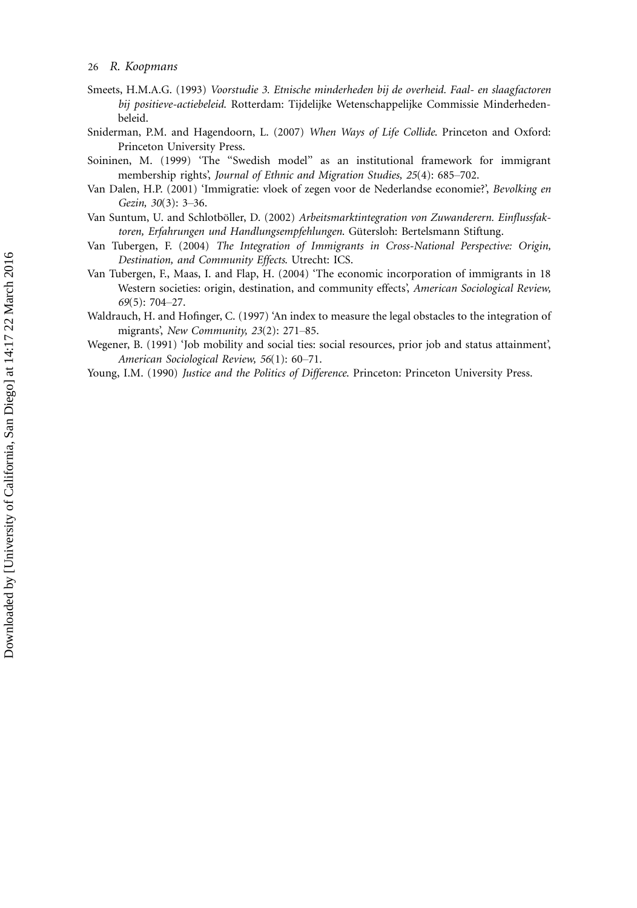Smeets, H.M.A.G. (1993) *Voorstudie 3. Etnische minderheden bij de overheid. Faal- en slaagfactoren bij positieve-actiebeleid*. Rotterdam: Tijdelijke Wetenschappelijke Commissie Minderhedenbeleid.

Sniderman, P.M. and Hagendoorn, L. (2007) *When Ways of Life Collide*. Princeton and Oxford: Princeton University Press.

Soininen, M. (1999) 'The "Swedish model" as an institutional framework for immigrant membership rights', *Journal of Ethnic and Migration Studies, 25*(4): 685–702.

Van Dalen, H.P. (2001) 'Immigratie: vloek of zegen voor de Nederlandse economie?', *Bevolking en Gezin, 30*(3): 3–36.

Van Suntum, U. and Schlotböller, D. (2002) *Arbeitsmarktintegration von Zuwanderern. Einflussfaktoren, Erfahrungen und Handlungsempfehlungen*. Gütersloh: Bertelsmann Stiftung.

Van Tubergen, F. (2004) *The Integration of Immigrants in Cross-National Perspective: Origin, Destination, and Community Effects*. Utrecht: ICS.

Van Tubergen, F., Maas, I. and Flap, H. (2004) 'The economic incorporation of immigrants in 18 Western societies: origin, destination, and community effects', *American Sociological Review, 69*(5): 704–27.

Waldrauch, H. and Hofinger, C. (1997) 'An index to measure the legal obstacles to the integration of migrants', *New Community, 23*(2): 271–85.

Wegener, B. (1991) 'Job mobility and social ties: social resources, prior job and status attainment', *American Sociological Review, 56*(1): 60–71.

Young, I.M. (1990) *Justice and the Politics of Difference*. Princeton: Princeton University Press.